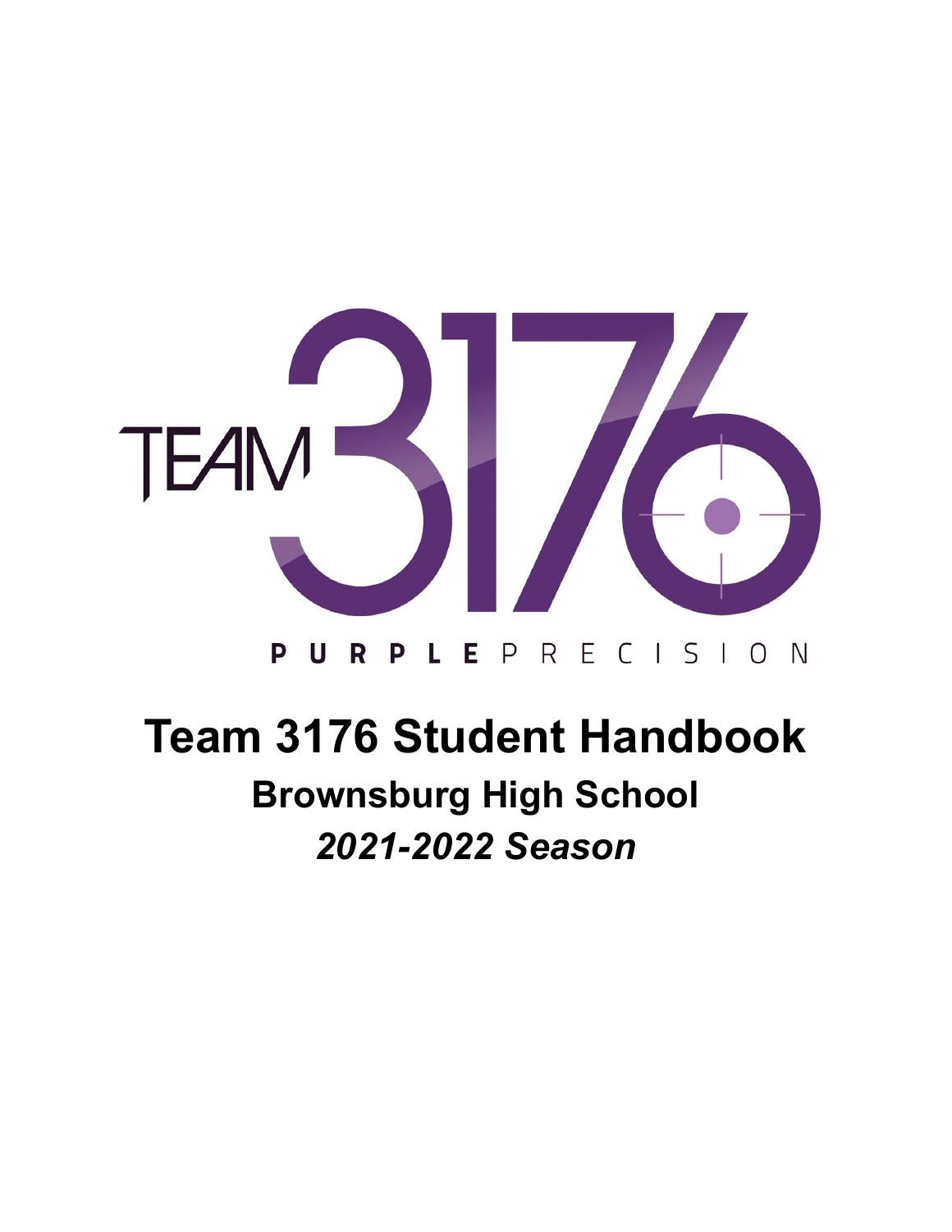TEAM 3176

PURPLE PRECISION

# Team 3176 Student Handbook

## Brownsburg High School

## *2021-2022 Season*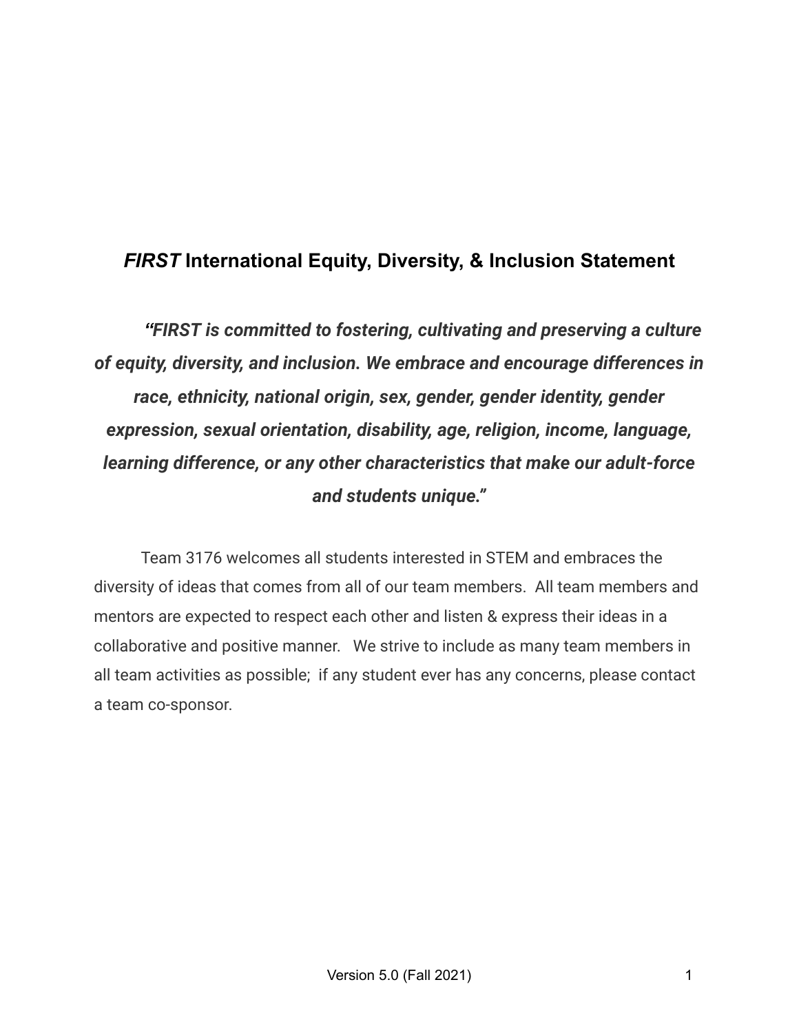## *FIRST* International Equity, Diversity, & Inclusion Statement

***"FIRST is committed to fostering, cultivating and preserving a culture of equity, diversity, and inclusion. We embrace and encourage differences in race, ethnicity, national origin, sex, gender, gender identity, gender expression, sexual orientation, disability, age, religion, income, language, learning difference, or any other characteristics that make our adult-force and students unique."***

Team 3176 welcomes all students interested in STEM and embraces the diversity of ideas that comes from all of our team members. All team members and mentors are expected to respect each other and listen & express their ideas in a collaborative and positive manner. We strive to include as many team members in all team activities as possible; if any student ever has any concerns, please contact a team co-sponsor.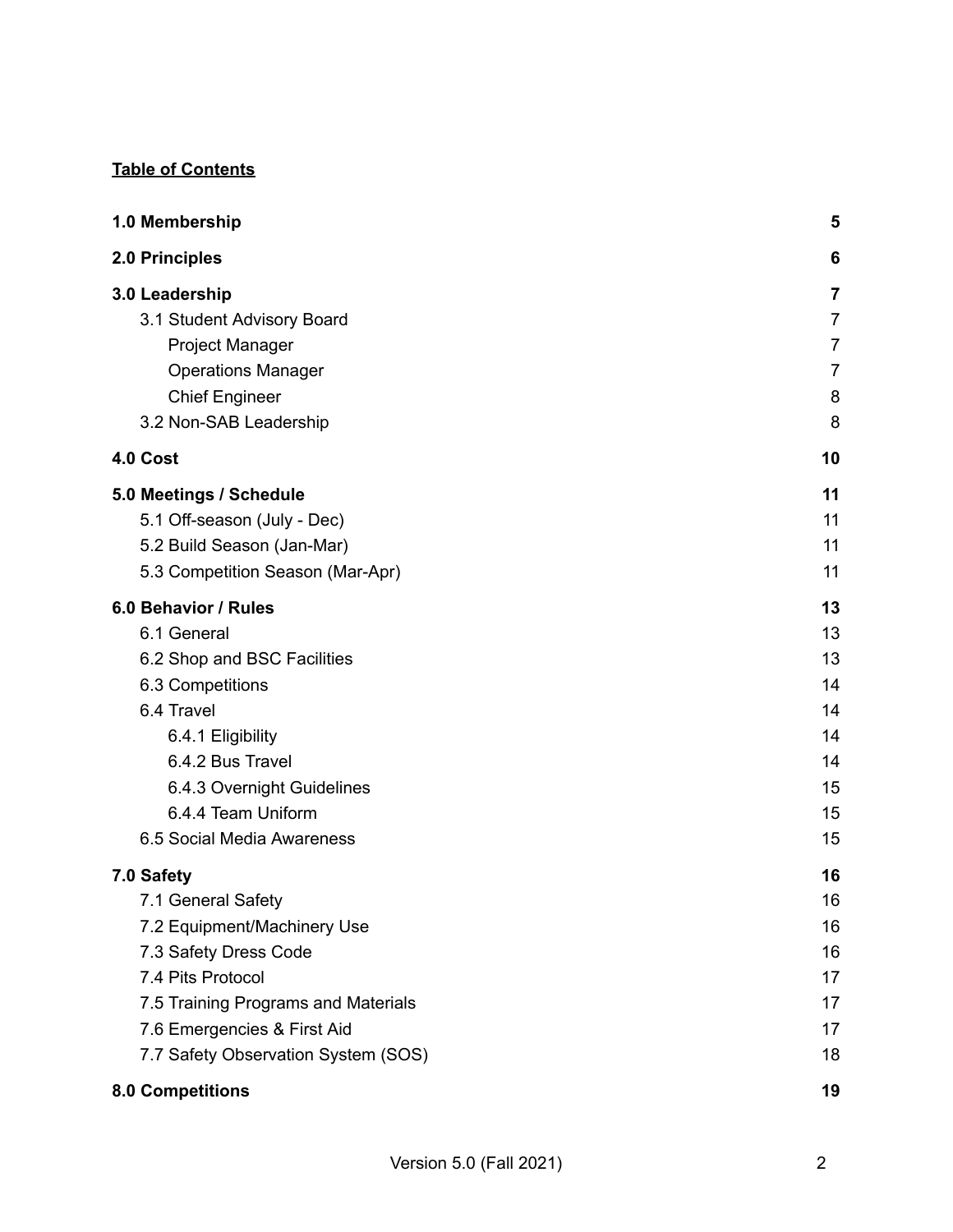**Table of Contents**

| | |
|---|---|
| **1.0 Membership** | **5** |
| **2.0 Principles** | **6** |
| **3.0 Leadership** | **7** |
| 3.1 Student Advisory Board | 7 |
| Project Manager | 7 |
| Operations Manager | 7 |
| Chief Engineer | 8 |
| 3.2 Non-SAB Leadership | 8 |
| **4.0 Cost** | **10** |
| **5.0 Meetings / Schedule** | **11** |
| 5.1 Off-season (July - Dec) | 11 |
| 5.2 Build Season (Jan-Mar) | 11 |
| 5.3 Competition Season (Mar-Apr) | 11 |
| **6.0 Behavior / Rules** | **13** |
| 6.1 General | 13 |
| 6.2 Shop and BSC Facilities | 13 |
| 6.3 Competitions | 14 |
| 6.4 Travel | 14 |
| 6.4.1 Eligibility | 14 |
| 6.4.2 Bus Travel | 14 |
| 6.4.3 Overnight Guidelines | 15 |
| 6.4.4 Team Uniform | 15 |
| 6.5 Social Media Awareness | 15 |
| **7.0 Safety** | **16** |
| 7.1 General Safety | 16 |
| 7.2 Equipment/Machinery Use | 16 |
| 7.3 Safety Dress Code | 16 |
| 7.4 Pits Protocol | 17 |
| 7.5 Training Programs and Materials | 17 |
| 7.6 Emergencies & First Aid | 17 |
| 7.7 Safety Observation System (SOS) | 18 |
| **8.0 Competitions** | **19** |

Version 5.0 (Fall 2021)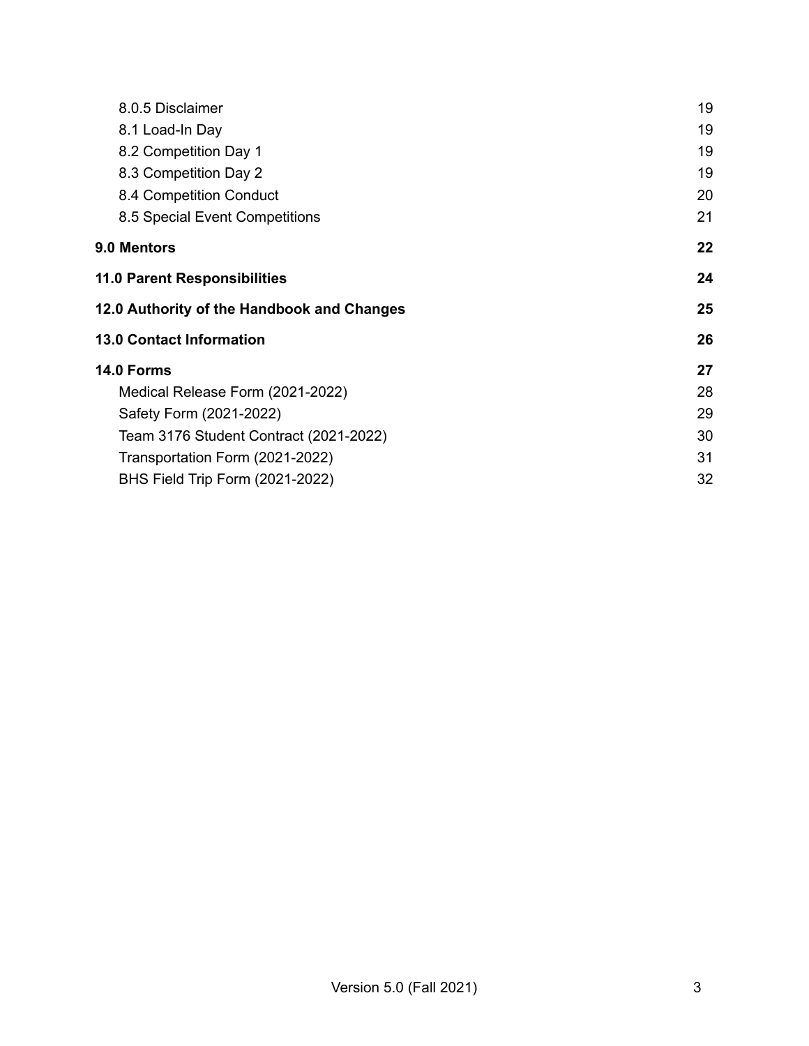| | |
|---|---|
| 8.0.5 Disclaimer | 19 |
| 8.1 Load-In Day | 19 |
| 8.2 Competition Day 1 | 19 |
| 8.3 Competition Day 2 | 19 |
| 8.4 Competition Conduct | 20 |
| 8.5 Special Event Competitions | 21 |
| **9.0 Mentors** | **22** |
| **11.0 Parent Responsibilities** | **24** |
| **12.0 Authority of the Handbook and Changes** | **25** |
| **13.0 Contact Information** | **26** |
| **14.0 Forms** | **27** |
| Medical Release Form (2021-2022) | 28 |
| Safety Form (2021-2022) | 29 |
| Team 3176 Student Contract (2021-2022) | 30 |
| Transportation Form (2021-2022) | 31 |
| BHS Field Trip Form (2021-2022) | 32 |

Version 5.0 (Fall 2021)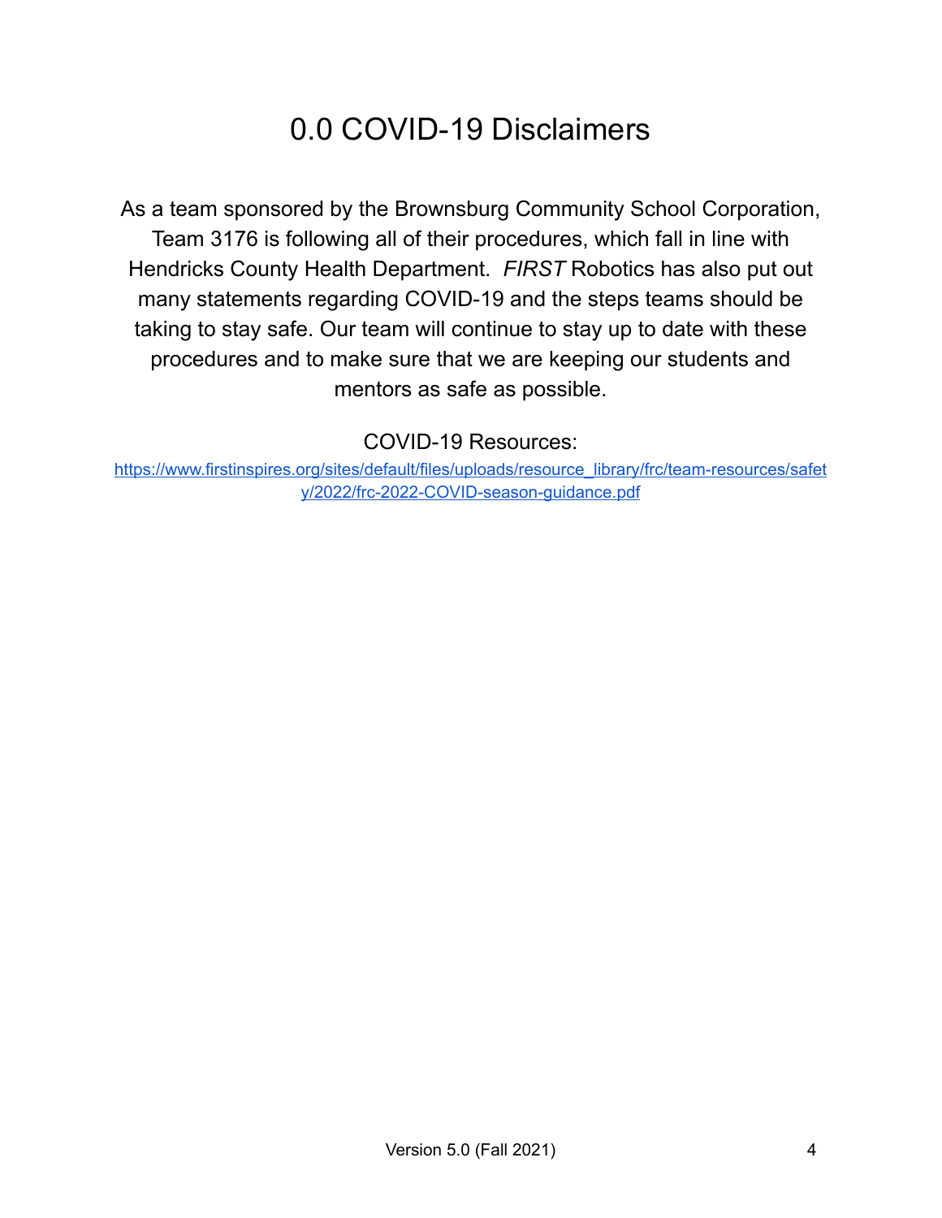# 0.0 COVID-19 Disclaimers

As a team sponsored by the Brownsburg Community School Corporation, Team 3176 is following all of their procedures, which fall in line with Hendricks County Health Department. *FIRST* Robotics has also put out many statements regarding COVID-19 and the steps teams should be taking to stay safe. Our team will continue to stay up to date with these procedures and to make sure that we are keeping our students and mentors as safe as possible.

COVID-19 Resources:

https://www.firstinspires.org/sites/default/files/uploads/resource_library/frc/team-resources/safety/2022/frc-2022-COVID-season-guidance.pdf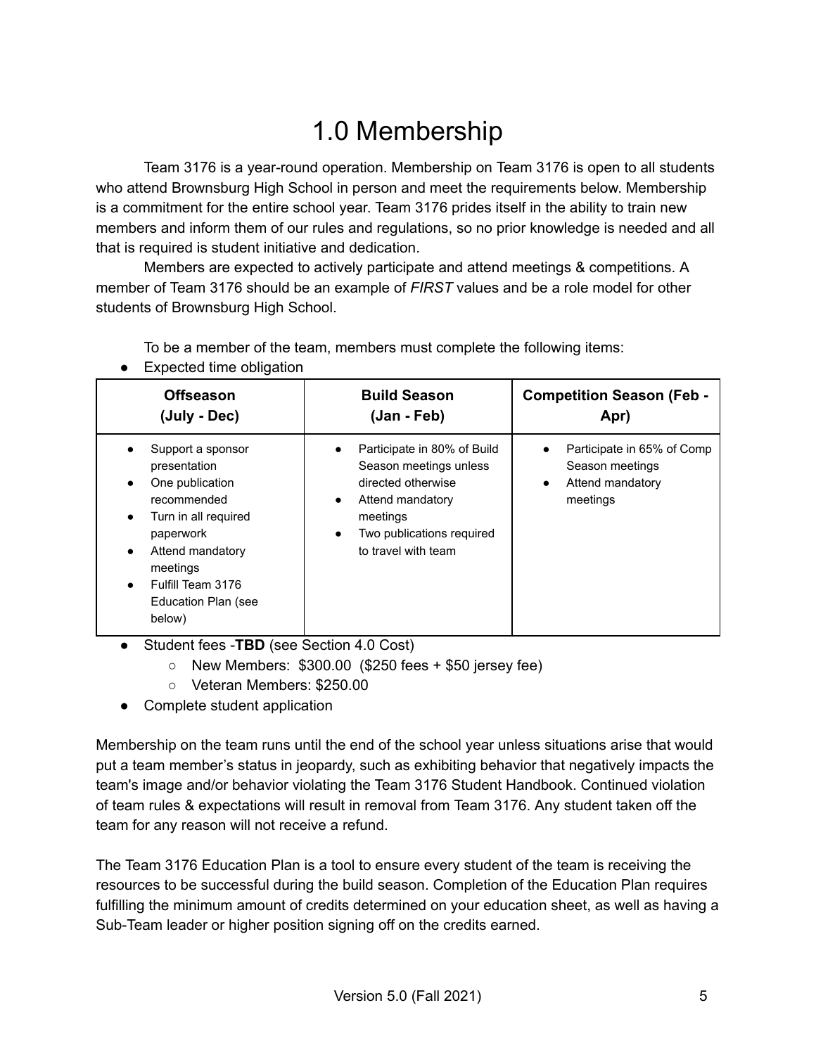# 1.0 Membership

Team 3176 is a year-round operation. Membership on Team 3176 is open to all students who attend Brownsburg High School in person and meet the requirements below. Membership is a commitment for the entire school year. Team 3176 prides itself in the ability to train new members and inform them of our rules and regulations, so no prior knowledge is needed and all that is required is student initiative and dedication.

Members are expected to actively participate and attend meetings & competitions. A member of Team 3176 should be an example of *FIRST* values and be a role model for other students of Brownsburg High School.

To be a member of the team, members must complete the following items:

- Expected time obligation

| **Offseason (July - Dec)** | **Build Season (Jan - Feb)** | **Competition Season (Feb - Apr)** |
|---|---|---|
| • Support a sponsor presentation<br>• One publication recommended<br>• Turn in all required paperwork<br>• Attend mandatory meetings<br>• Fulfill Team 3176 Education Plan (see below) | • Participate in 80% of Build Season meetings unless directed otherwise<br>• Attend mandatory meetings<br>• Two publications required to travel with team | • Participate in 65% of Comp Season meetings<br>• Attend mandatory meetings |

- Student fees -**TBD** (see Section 4.0 Cost)
  - New Members: $300.00 ($250 fees + $50 jersey fee)
  - Veteran Members: $250.00
- Complete student application

Membership on the team runs until the end of the school year unless situations arise that would put a team member's status in jeopardy, such as exhibiting behavior that negatively impacts the team's image and/or behavior violating the Team 3176 Student Handbook. Continued violation of team rules & expectations will result in removal from Team 3176. Any student taken off the team for any reason will not receive a refund.

The Team 3176 Education Plan is a tool to ensure every student of the team is receiving the resources to be successful during the build season. Completion of the Education Plan requires fulfilling the minimum amount of credits determined on your education sheet, as well as having a Sub-Team leader or higher position signing off on the credits earned.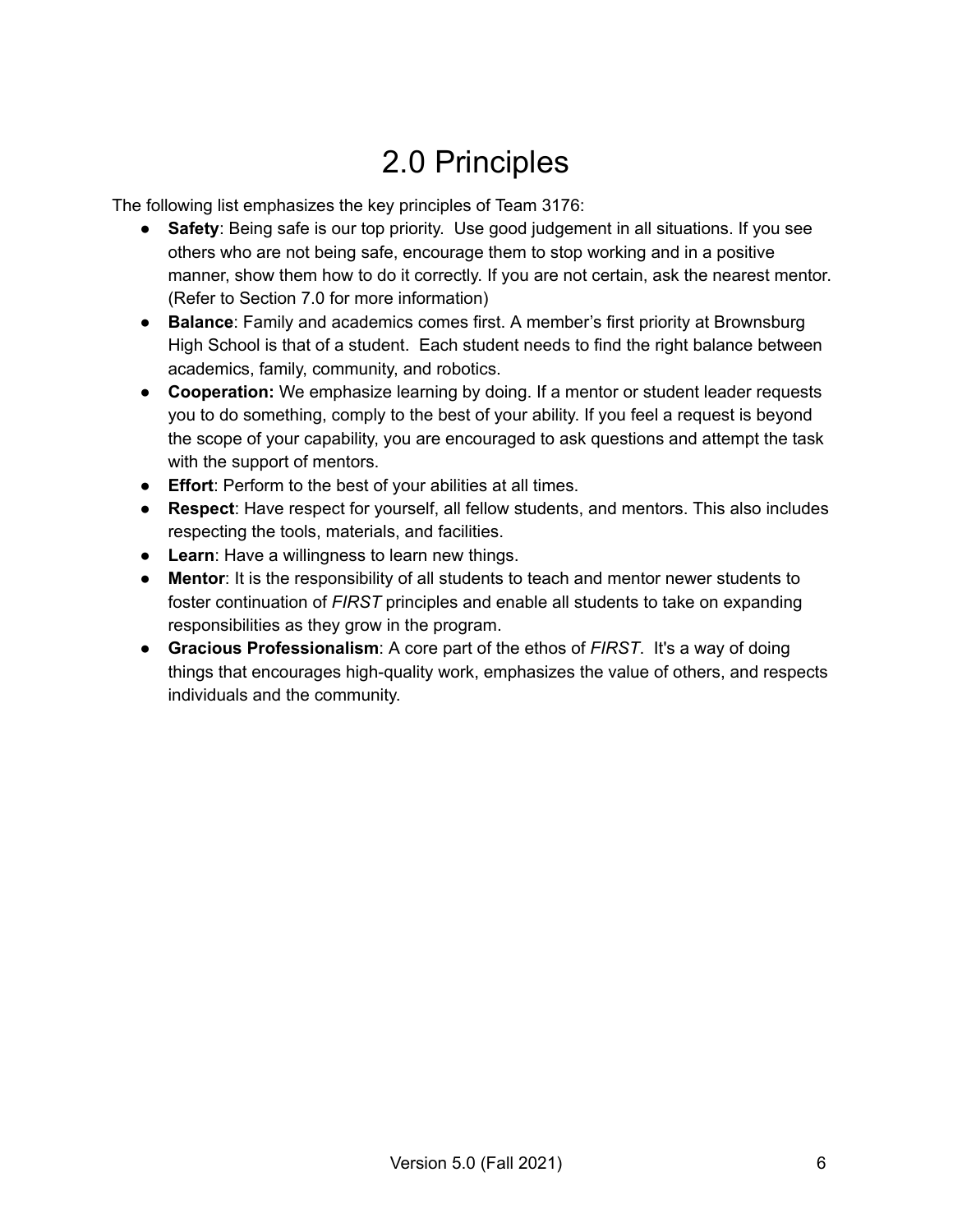# 2.0 Principles

The following list emphasizes the key principles of Team 3176:

- **Safety**: Being safe is our top priority. Use good judgement in all situations. If you see others who are not being safe, encourage them to stop working and in a positive manner, show them how to do it correctly. If you are not certain, ask the nearest mentor. (Refer to Section 7.0 for more information)
- **Balance**: Family and academics comes first. A member's first priority at Brownsburg High School is that of a student. Each student needs to find the right balance between academics, family, community, and robotics.
- **Cooperation:** We emphasize learning by doing. If a mentor or student leader requests you to do something, comply to the best of your ability. If you feel a request is beyond the scope of your capability, you are encouraged to ask questions and attempt the task with the support of mentors.
- **Effort**: Perform to the best of your abilities at all times.
- **Respect**: Have respect for yourself, all fellow students, and mentors. This also includes respecting the tools, materials, and facilities.
- **Learn**: Have a willingness to learn new things.
- **Mentor**: It is the responsibility of all students to teach and mentor newer students to foster continuation of *FIRST* principles and enable all students to take on expanding responsibilities as they grow in the program.
- **Gracious Professionalism**: A core part of the ethos of *FIRST*. It's a way of doing things that encourages high-quality work, emphasizes the value of others, and respects individuals and the community.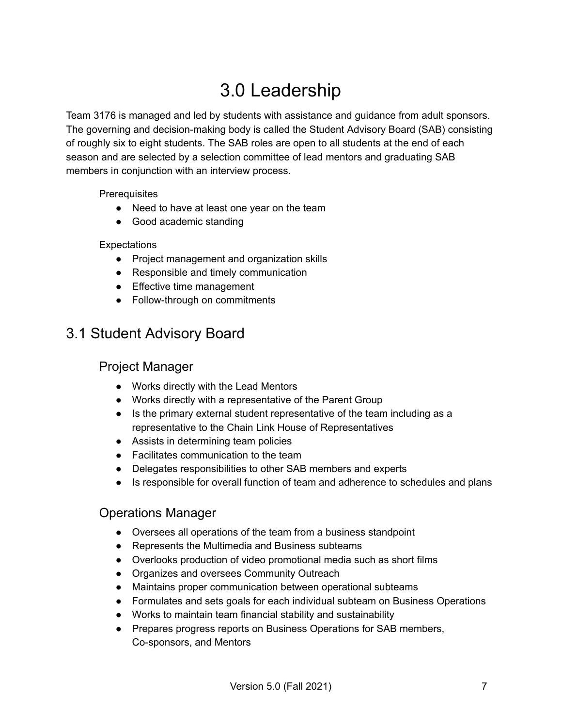# 3.0 Leadership

Team 3176 is managed and led by students with assistance and guidance from adult sponsors. The governing and decision-making body is called the Student Advisory Board (SAB) consisting of roughly six to eight students. The SAB roles are open to all students at the end of each season and are selected by a selection committee of lead mentors and graduating SAB members in conjunction with an interview process.

Prerequisites

- Need to have at least one year on the team
- Good academic standing

Expectations

- Project management and organization skills
- Responsible and timely communication
- Effective time management
- Follow-through on commitments

## 3.1 Student Advisory Board

### Project Manager

- Works directly with the Lead Mentors
- Works directly with a representative of the Parent Group
- Is the primary external student representative of the team including as a representative to the Chain Link House of Representatives
- Assists in determining team policies
- Facilitates communication to the team
- Delegates responsibilities to other SAB members and experts
- Is responsible for overall function of team and adherence to schedules and plans

### Operations Manager

- Oversees all operations of the team from a business standpoint
- Represents the Multimedia and Business subteams
- Overlooks production of video promotional media such as short films
- Organizes and oversees Community Outreach
- Maintains proper communication between operational subteams
- Formulates and sets goals for each individual subteam on Business Operations
- Works to maintain team financial stability and sustainability
- Prepares progress reports on Business Operations for SAB members, Co-sponsors, and Mentors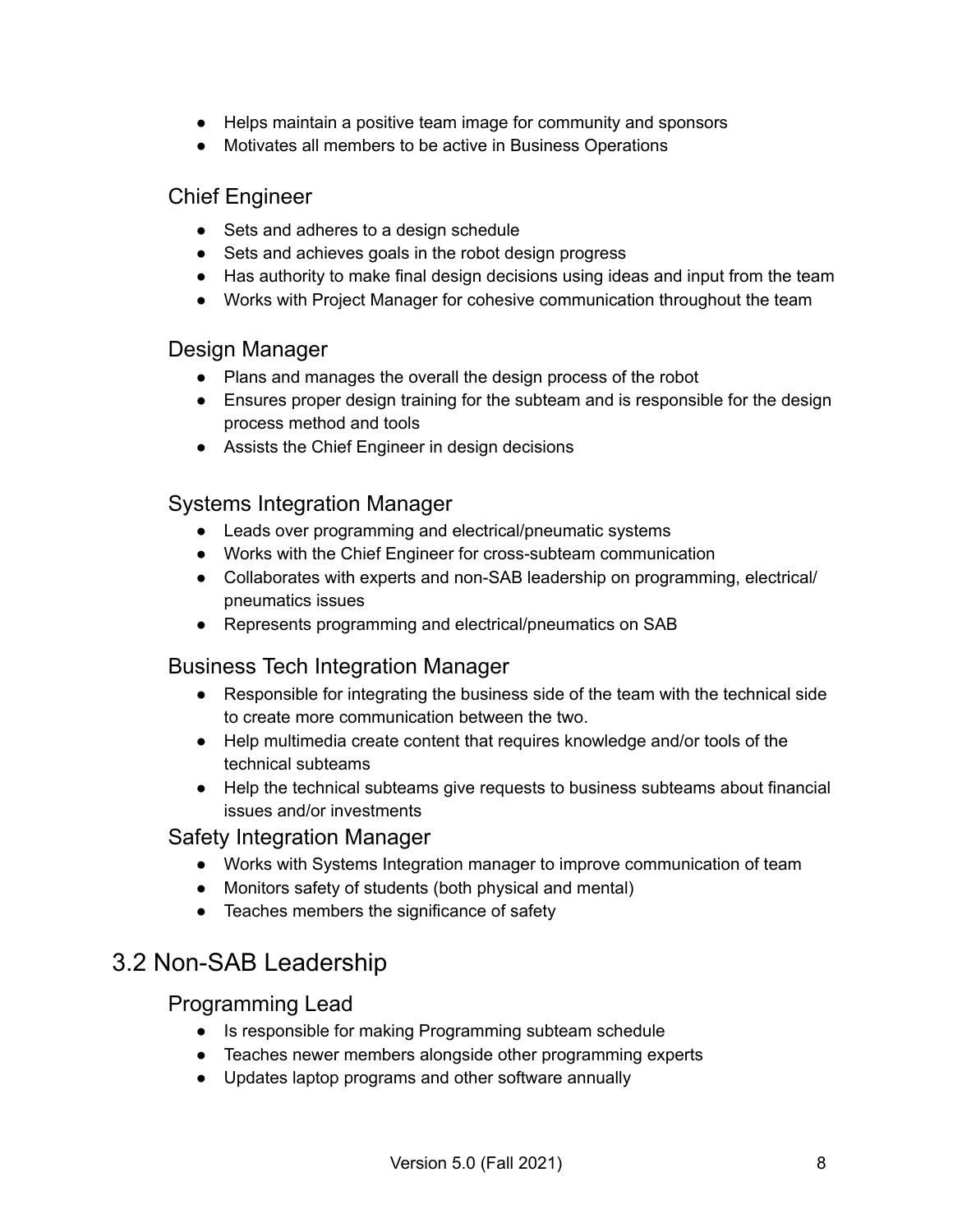- Helps maintain a positive team image for community and sponsors
- Motivates all members to be active in Business Operations

### Chief Engineer

- Sets and adheres to a design schedule
- Sets and achieves goals in the robot design progress
- Has authority to make final design decisions using ideas and input from the team
- Works with Project Manager for cohesive communication throughout the team

### Design Manager

- Plans and manages the overall the design process of the robot
- Ensures proper design training for the subteam and is responsible for the design process method and tools
- Assists the Chief Engineer in design decisions

### Systems Integration Manager

- Leads over programming and electrical/pneumatic systems
- Works with the Chief Engineer for cross-subteam communication
- Collaborates with experts and non-SAB leadership on programming, electrical/ pneumatics issues
- Represents programming and electrical/pneumatics on SAB

### Business Tech Integration Manager

- Responsible for integrating the business side of the team with the technical side to create more communication between the two.
- Help multimedia create content that requires knowledge and/or tools of the technical subteams
- Help the technical subteams give requests to business subteams about financial issues and/or investments

### Safety Integration Manager

- Works with Systems Integration manager to improve communication of team
- Monitors safety of students (both physical and mental)
- Teaches members the significance of safety

## 3.2 Non-SAB Leadership

### Programming Lead

- Is responsible for making Programming subteam schedule
- Teaches newer members alongside other programming experts
- Updates laptop programs and other software annually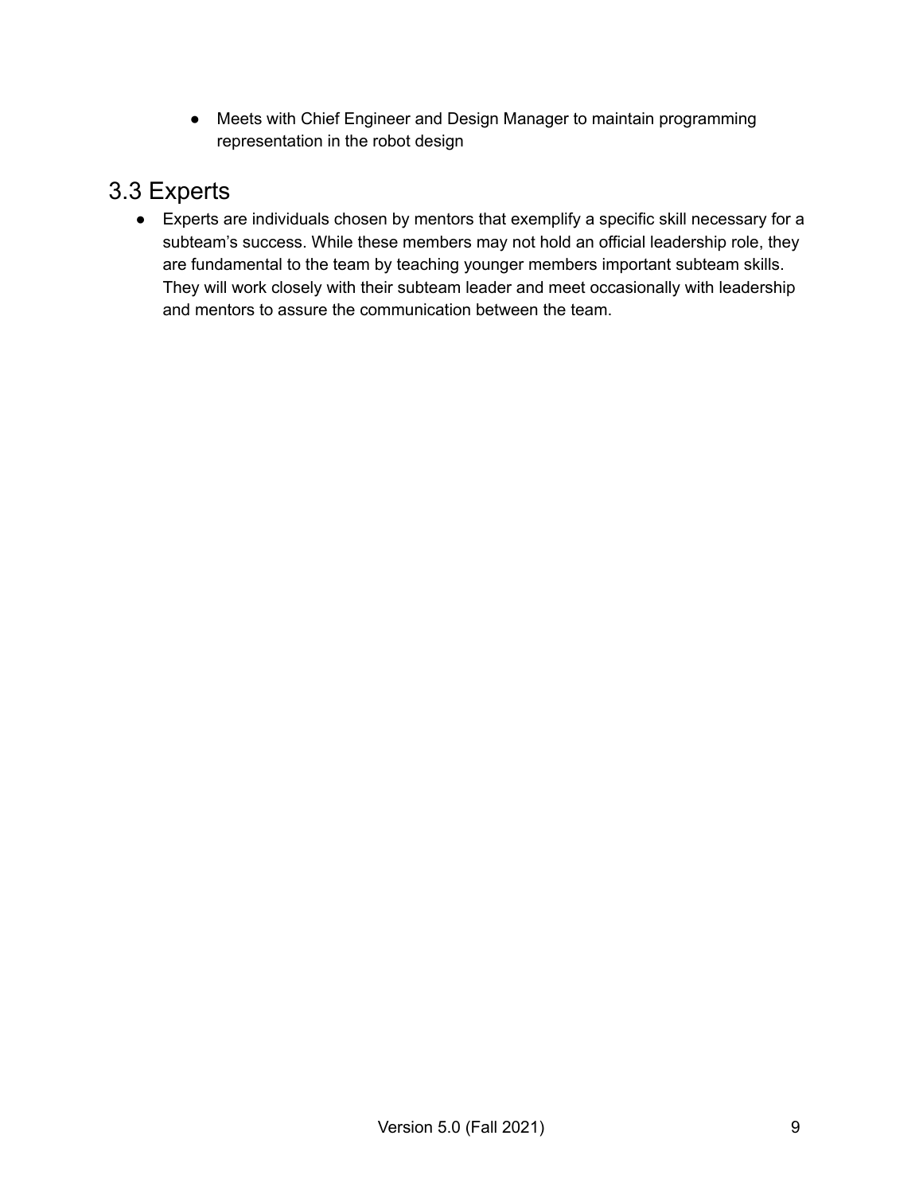- Meets with Chief Engineer and Design Manager to maintain programming representation in the robot design

## 3.3 Experts

- Experts are individuals chosen by mentors that exemplify a specific skill necessary for a subteam's success. While these members may not hold an official leadership role, they are fundamental to the team by teaching younger members important subteam skills. They will work closely with their subteam leader and meet occasionally with leadership and mentors to assure the communication between the team.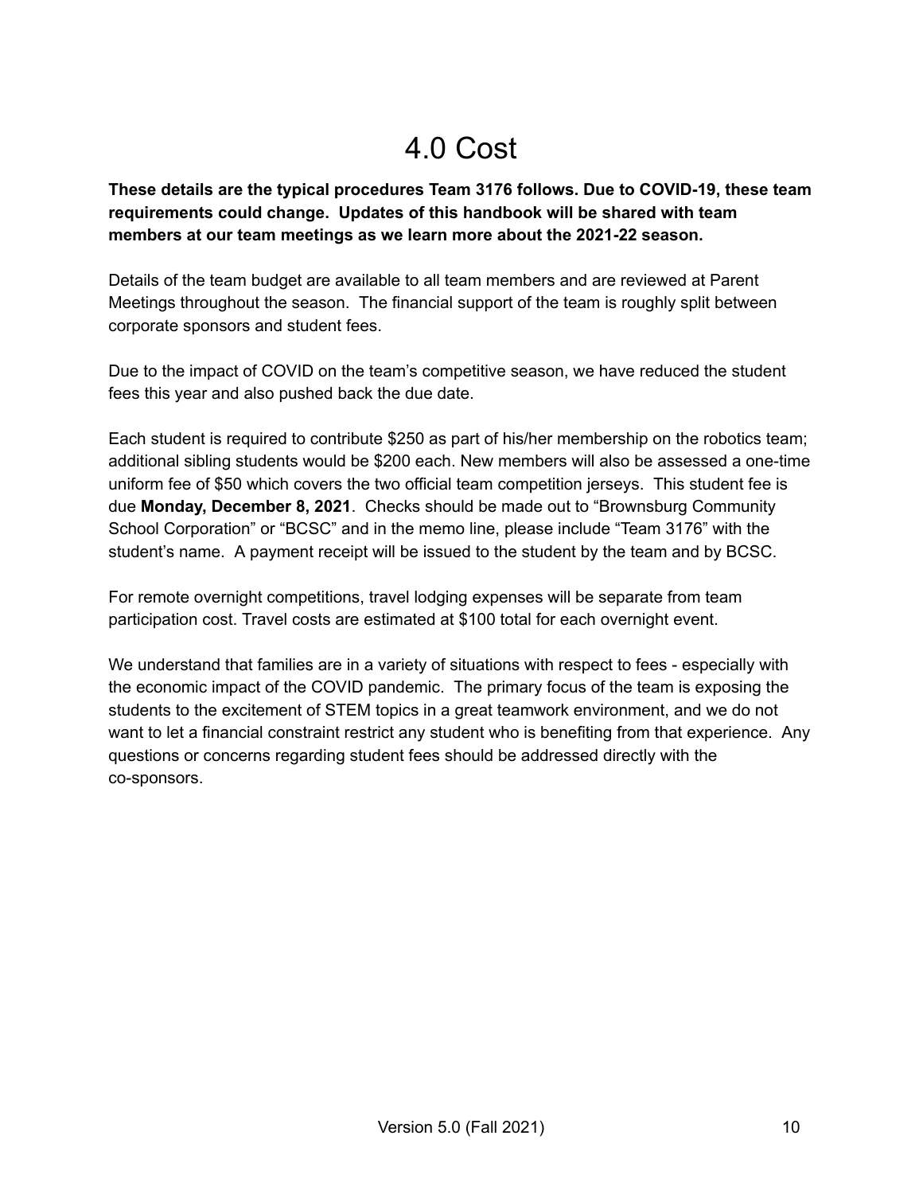# 4.0 Cost

**These details are the typical procedures Team 3176 follows. Due to COVID-19, these team requirements could change. Updates of this handbook will be shared with team members at our team meetings as we learn more about the 2021-22 season.**

Details of the team budget are available to all team members and are reviewed at Parent Meetings throughout the season. The financial support of the team is roughly split between corporate sponsors and student fees.

Due to the impact of COVID on the team's competitive season, we have reduced the student fees this year and also pushed back the due date.

Each student is required to contribute $250 as part of his/her membership on the robotics team; additional sibling students would be $200 each. New members will also be assessed a one-time uniform fee of $50 which covers the two official team competition jerseys. This student fee is due **Monday, December 8, 2021**. Checks should be made out to "Brownsburg Community School Corporation" or "BCSC" and in the memo line, please include "Team 3176" with the student's name. A payment receipt will be issued to the student by the team and by BCSC.

For remote overnight competitions, travel lodging expenses will be separate from team participation cost. Travel costs are estimated at $100 total for each overnight event.

We understand that families are in a variety of situations with respect to fees - especially with the economic impact of the COVID pandemic. The primary focus of the team is exposing the students to the excitement of STEM topics in a great teamwork environment, and we do not want to let a financial constraint restrict any student who is benefiting from that experience. Any questions or concerns regarding student fees should be addressed directly with the co-sponsors.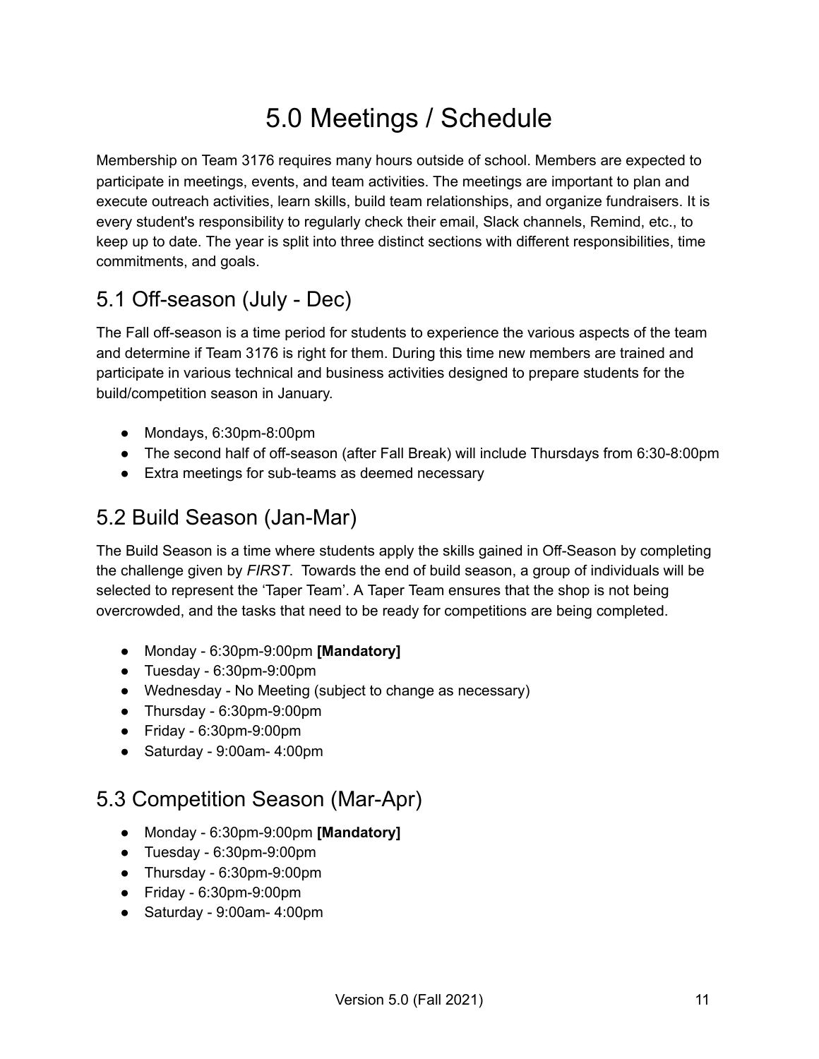# 5.0 Meetings / Schedule

Membership on Team 3176 requires many hours outside of school. Members are expected to participate in meetings, events, and team activities. The meetings are important to plan and execute outreach activities, learn skills, build team relationships, and organize fundraisers. It is every student's responsibility to regularly check their email, Slack channels, Remind, etc., to keep up to date. The year is split into three distinct sections with different responsibilities, time commitments, and goals.

## 5.1 Off-season (July - Dec)

The Fall off-season is a time period for students to experience the various aspects of the team and determine if Team 3176 is right for them. During this time new members are trained and participate in various technical and business activities designed to prepare students for the build/competition season in January.

- Mondays, 6:30pm-8:00pm
- The second half of off-season (after Fall Break) will include Thursdays from 6:30-8:00pm
- Extra meetings for sub-teams as deemed necessary

## 5.2 Build Season (Jan-Mar)

The Build Season is a time where students apply the skills gained in Off-Season by completing the challenge given by *FIRST*. Towards the end of build season, a group of individuals will be selected to represent the 'Taper Team'. A Taper Team ensures that the shop is not being overcrowded, and the tasks that need to be ready for competitions are being completed.

- Monday - 6:30pm-9:00pm **[Mandatory]**
- Tuesday - 6:30pm-9:00pm
- Wednesday - No Meeting (subject to change as necessary)
- Thursday - 6:30pm-9:00pm
- Friday - 6:30pm-9:00pm
- Saturday - 9:00am- 4:00pm

## 5.3 Competition Season (Mar-Apr)

- Monday - 6:30pm-9:00pm **[Mandatory]**
- Tuesday - 6:30pm-9:00pm
- Thursday - 6:30pm-9:00pm
- Friday - 6:30pm-9:00pm
- Saturday - 9:00am- 4:00pm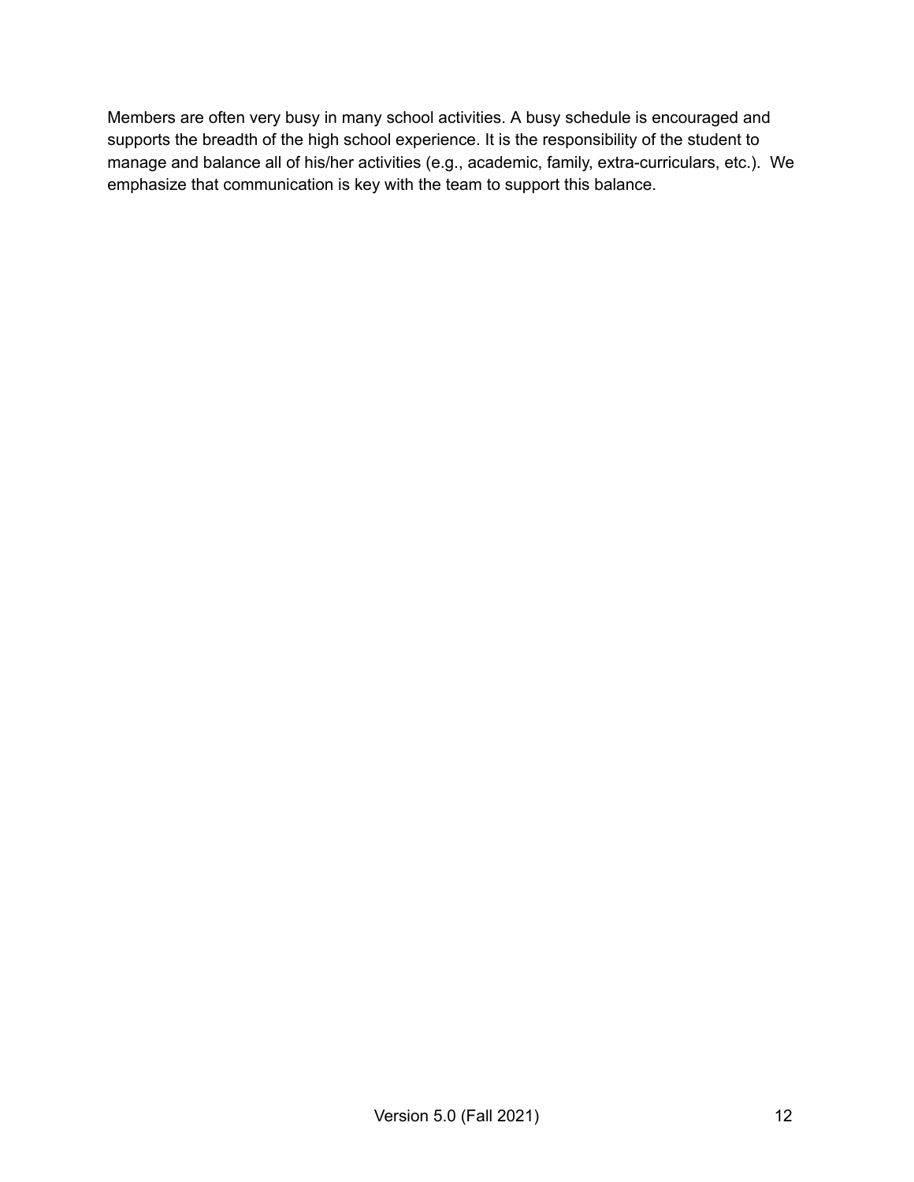Members are often very busy in many school activities. A busy schedule is encouraged and supports the breadth of the high school experience. It is the responsibility of the student to manage and balance all of his/her activities (e.g., academic, family, extra-curriculars, etc.). We emphasize that communication is key with the team to support this balance.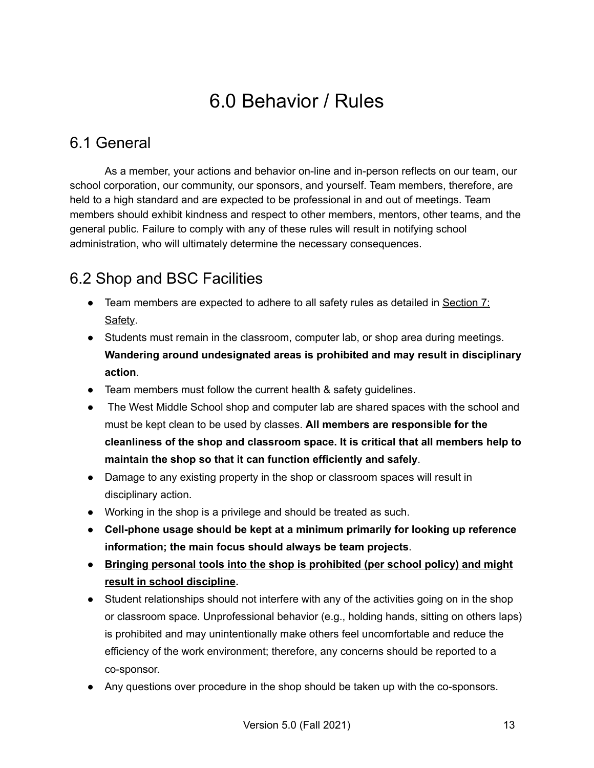# 6.0 Behavior / Rules

## 6.1 General

As a member, your actions and behavior on-line and in-person reflects on our team, our school corporation, our community, our sponsors, and yourself. Team members, therefore, are held to a high standard and are expected to be professional in and out of meetings. Team members should exhibit kindness and respect to other members, mentors, other teams, and the general public. Failure to comply with any of these rules will result in notifying school administration, who will ultimately determine the necessary consequences.

## 6.2 Shop and BSC Facilities

- Team members are expected to adhere to all safety rules as detailed in Section 7: Safety.
- Students must remain in the classroom, computer lab, or shop area during meetings. **Wandering around undesignated areas is prohibited and may result in disciplinary action**.
- Team members must follow the current health & safety guidelines.
- The West Middle School shop and computer lab are shared spaces with the school and must be kept clean to be used by classes. **All members are responsible for the cleanliness of the shop and classroom space. It is critical that all members help to maintain the shop so that it can function efficiently and safely**.
- Damage to any existing property in the shop or classroom spaces will result in disciplinary action.
- Working in the shop is a privilege and should be treated as such.
- **Cell-phone usage should be kept at a minimum primarily for looking up reference information; the main focus should always be team projects**.
- **Bringing personal tools into the shop is prohibited (per school policy) and might result in school discipline.**
- Student relationships should not interfere with any of the activities going on in the shop or classroom space. Unprofessional behavior (e.g., holding hands, sitting on others laps) is prohibited and may unintentionally make others feel uncomfortable and reduce the efficiency of the work environment; therefore, any concerns should be reported to a co-sponsor.
- Any questions over procedure in the shop should be taken up with the co-sponsors.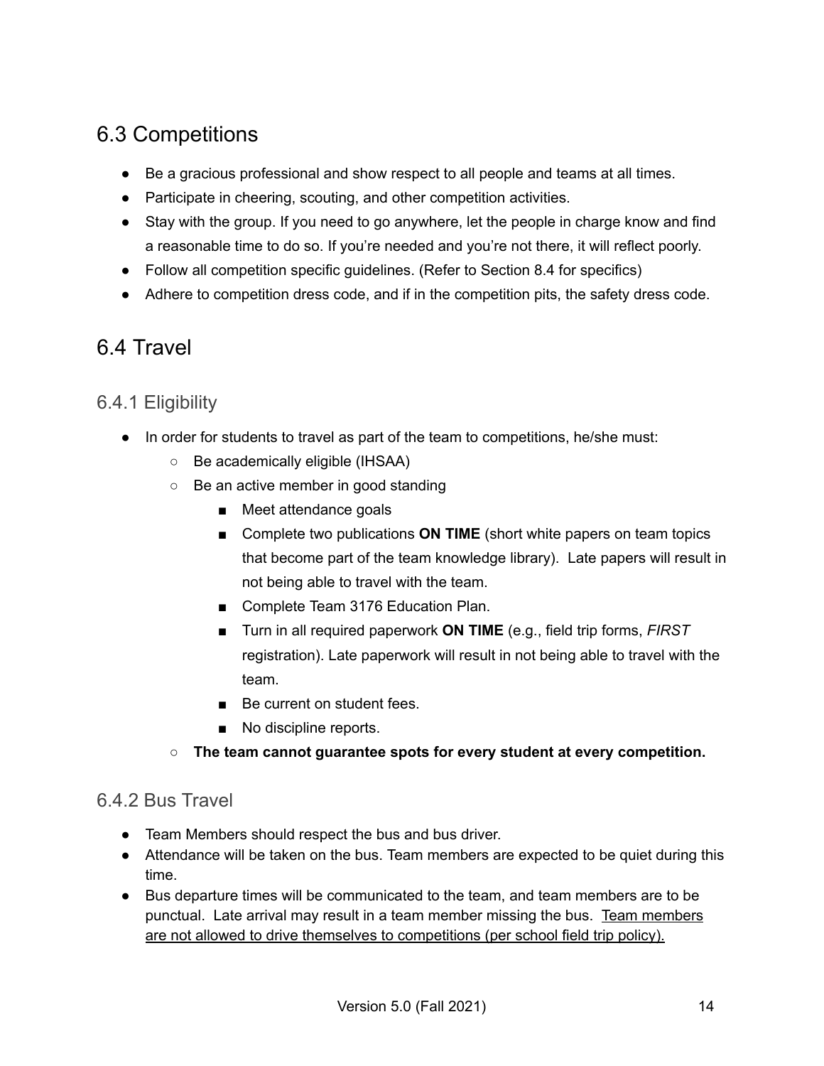## 6.3 Competitions

- Be a gracious professional and show respect to all people and teams at all times.
- Participate in cheering, scouting, and other competition activities.
- Stay with the group. If you need to go anywhere, let the people in charge know and find a reasonable time to do so. If you're needed and you're not there, it will reflect poorly.
- Follow all competition specific guidelines. (Refer to Section 8.4 for specifics)
- Adhere to competition dress code, and if in the competition pits, the safety dress code.

## 6.4 Travel

### 6.4.1 Eligibility

- In order for students to travel as part of the team to competitions, he/she must:
  - Be academically eligible (IHSAA)
  - Be an active member in good standing
    - Meet attendance goals
    - Complete two publications **ON TIME** (short white papers on team topics that become part of the team knowledge library). Late papers will result in not being able to travel with the team.
    - Complete Team 3176 Education Plan.
    - Turn in all required paperwork **ON TIME** (e.g., field trip forms, *FIRST* registration). Late paperwork will result in not being able to travel with the team.
    - Be current on student fees.
    - No discipline reports.
  - **The team cannot guarantee spots for every student at every competition.**

### 6.4.2 Bus Travel

- Team Members should respect the bus and bus driver.
- Attendance will be taken on the bus. Team members are expected to be quiet during this time.
- Bus departure times will be communicated to the team, and team members are to be punctual. Late arrival may result in a team member missing the bus. <u>Team members are not allowed to drive themselves to competitions (per school field trip policy).</u>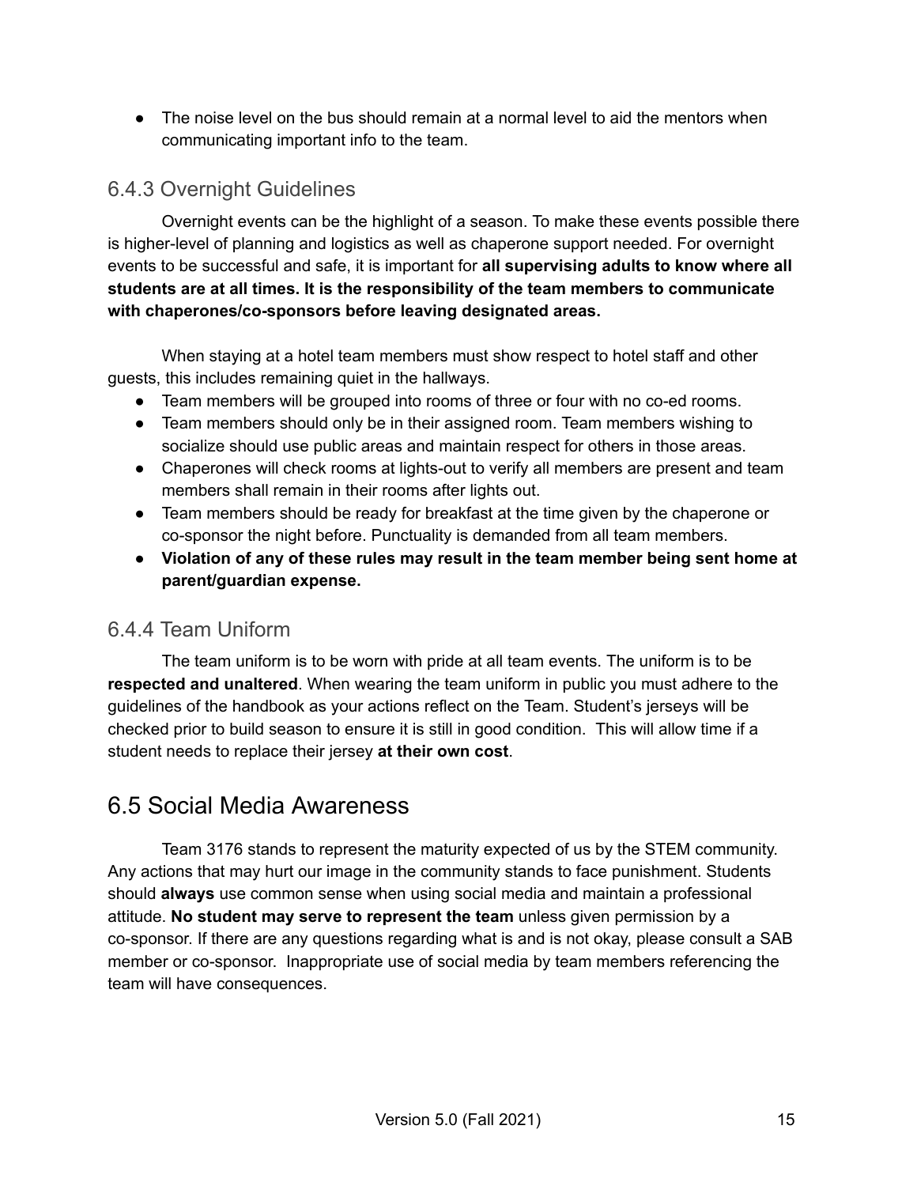- The noise level on the bus should remain at a normal level to aid the mentors when communicating important info to the team.

### 6.4.3 Overnight Guidelines

Overnight events can be the highlight of a season. To make these events possible there is higher-level of planning and logistics as well as chaperone support needed. For overnight events to be successful and safe, it is important for **all supervising adults to know where all students are at all times. It is the responsibility of the team members to communicate with chaperones/co-sponsors before leaving designated areas.**

When staying at a hotel team members must show respect to hotel staff and other guests, this includes remaining quiet in the hallways.

- Team members will be grouped into rooms of three or four with no co-ed rooms.
- Team members should only be in their assigned room. Team members wishing to socialize should use public areas and maintain respect for others in those areas.
- Chaperones will check rooms at lights-out to verify all members are present and team members shall remain in their rooms after lights out.
- Team members should be ready for breakfast at the time given by the chaperone or co-sponsor the night before. Punctuality is demanded from all team members.
- **Violation of any of these rules may result in the team member being sent home at parent/guardian expense.**

### 6.4.4 Team Uniform

The team uniform is to be worn with pride at all team events. The uniform is to be **respected and unaltered**. When wearing the team uniform in public you must adhere to the guidelines of the handbook as your actions reflect on the Team. Student's jerseys will be checked prior to build season to ensure it is still in good condition. This will allow time if a student needs to replace their jersey **at their own cost**.

## 6.5 Social Media Awareness

Team 3176 stands to represent the maturity expected of us by the STEM community. Any actions that may hurt our image in the community stands to face punishment. Students should **always** use common sense when using social media and maintain a professional attitude. **No student may serve to represent the team** unless given permission by a co-sponsor. If there are any questions regarding what is and is not okay, please consult a SAB member or co-sponsor. Inappropriate use of social media by team members referencing the team will have consequences.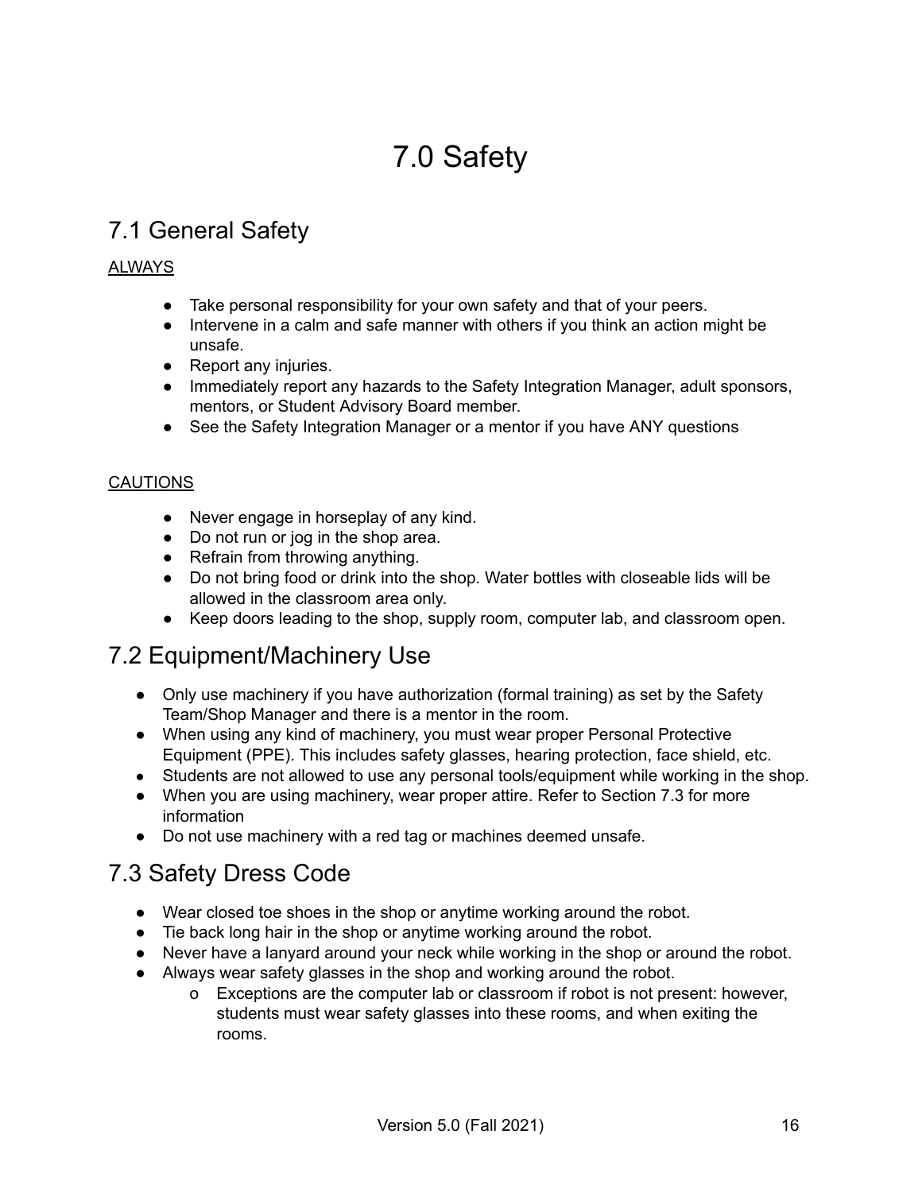# 7.0 Safety

## 7.1 General Safety

<u>ALWAYS</u>

- Take personal responsibility for your own safety and that of your peers.
- Intervene in a calm and safe manner with others if you think an action might be unsafe.
- Report any injuries.
- Immediately report any hazards to the Safety Integration Manager, adult sponsors, mentors, or Student Advisory Board member.
- See the Safety Integration Manager or a mentor if you have ANY questions

<u>CAUTIONS</u>

- Never engage in horseplay of any kind.
- Do not run or jog in the shop area.
- Refrain from throwing anything.
- Do not bring food or drink into the shop. Water bottles with closeable lids will be allowed in the classroom area only.
- Keep doors leading to the shop, supply room, computer lab, and classroom open.

## 7.2 Equipment/Machinery Use

- Only use machinery if you have authorization (formal training) as set by the Safety Team/Shop Manager and there is a mentor in the room.
- When using any kind of machinery, you must wear proper Personal Protective Equipment (PPE). This includes safety glasses, hearing protection, face shield, etc.
- Students are not allowed to use any personal tools/equipment while working in the shop.
- When you are using machinery, wear proper attire. Refer to Section 7.3 for more information
- Do not use machinery with a red tag or machines deemed unsafe.

## 7.3 Safety Dress Code

- Wear closed toe shoes in the shop or anytime working around the robot.
- Tie back long hair in the shop or anytime working around the robot.
- Never have a lanyard around your neck while working in the shop or around the robot.
- Always wear safety glasses in the shop and working around the robot.
  - Exceptions are the computer lab or classroom if robot is not present: however, students must wear safety glasses into these rooms, and when exiting the rooms.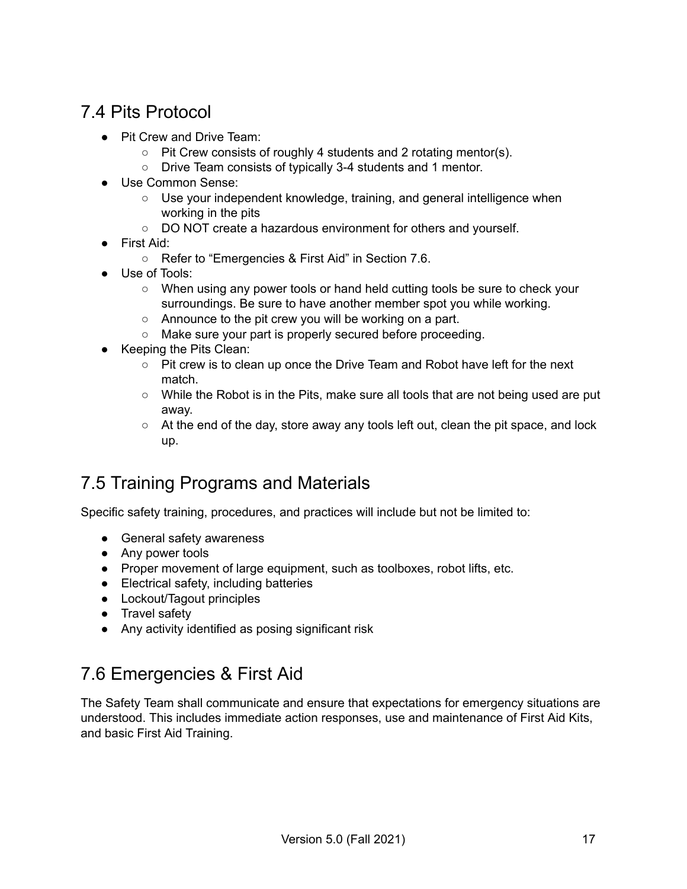## 7.4 Pits Protocol

- Pit Crew and Drive Team:
  - Pit Crew consists of roughly 4 students and 2 rotating mentor(s).
  - Drive Team consists of typically 3-4 students and 1 mentor.
- Use Common Sense:
  - Use your independent knowledge, training, and general intelligence when working in the pits
  - DO NOT create a hazardous environment for others and yourself.
- First Aid:
  - Refer to "Emergencies & First Aid" in Section 7.6.
- Use of Tools:
  - When using any power tools or hand held cutting tools be sure to check your surroundings. Be sure to have another member spot you while working.
  - Announce to the pit crew you will be working on a part.
  - Make sure your part is properly secured before proceeding.
- Keeping the Pits Clean:
  - Pit crew is to clean up once the Drive Team and Robot have left for the next match.
  - While the Robot is in the Pits, make sure all tools that are not being used are put away.
  - At the end of the day, store away any tools left out, clean the pit space, and lock up.

## 7.5 Training Programs and Materials

Specific safety training, procedures, and practices will include but not be limited to:

- General safety awareness
- Any power tools
- Proper movement of large equipment, such as toolboxes, robot lifts, etc.
- Electrical safety, including batteries
- Lockout/Tagout principles
- Travel safety
- Any activity identified as posing significant risk

## 7.6 Emergencies & First Aid

The Safety Team shall communicate and ensure that expectations for emergency situations are understood. This includes immediate action responses, use and maintenance of First Aid Kits, and basic First Aid Training.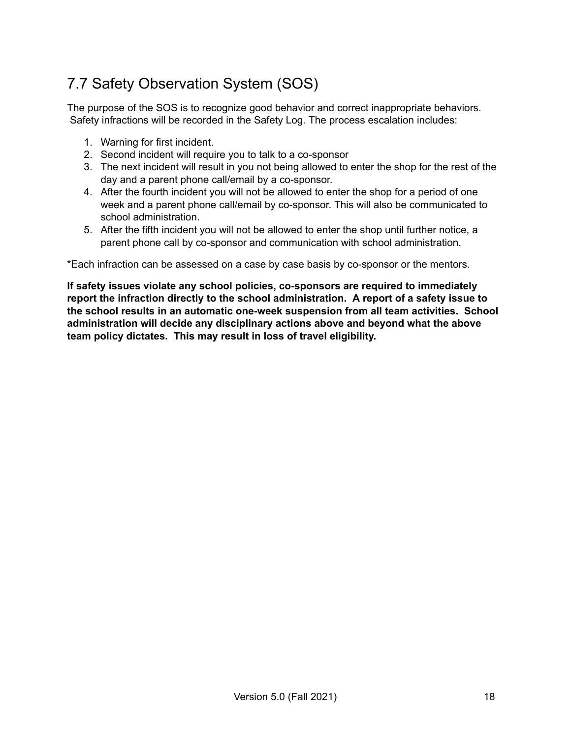## 7.7 Safety Observation System (SOS)

The purpose of the SOS is to recognize good behavior and correct inappropriate behaviors. Safety infractions will be recorded in the Safety Log. The process escalation includes:

1. Warning for first incident.
2. Second incident will require you to talk to a co-sponsor
3. The next incident will result in you not being allowed to enter the shop for the rest of the day and a parent phone call/email by a co-sponsor.
4. After the fourth incident you will not be allowed to enter the shop for a period of one week and a parent phone call/email by co-sponsor. This will also be communicated to school administration.
5. After the fifth incident you will not be allowed to enter the shop until further notice, a parent phone call by co-sponsor and communication with school administration.

*Each infraction can be assessed on a case by case basis by co-sponsor or the mentors.

**If safety issues violate any school policies, co-sponsors are required to immediately report the infraction directly to the school administration. A report of a safety issue to the school results in an automatic one-week suspension from all team activities. School administration will decide any disciplinary actions above and beyond what the above team policy dictates. This may result in loss of travel eligibility.**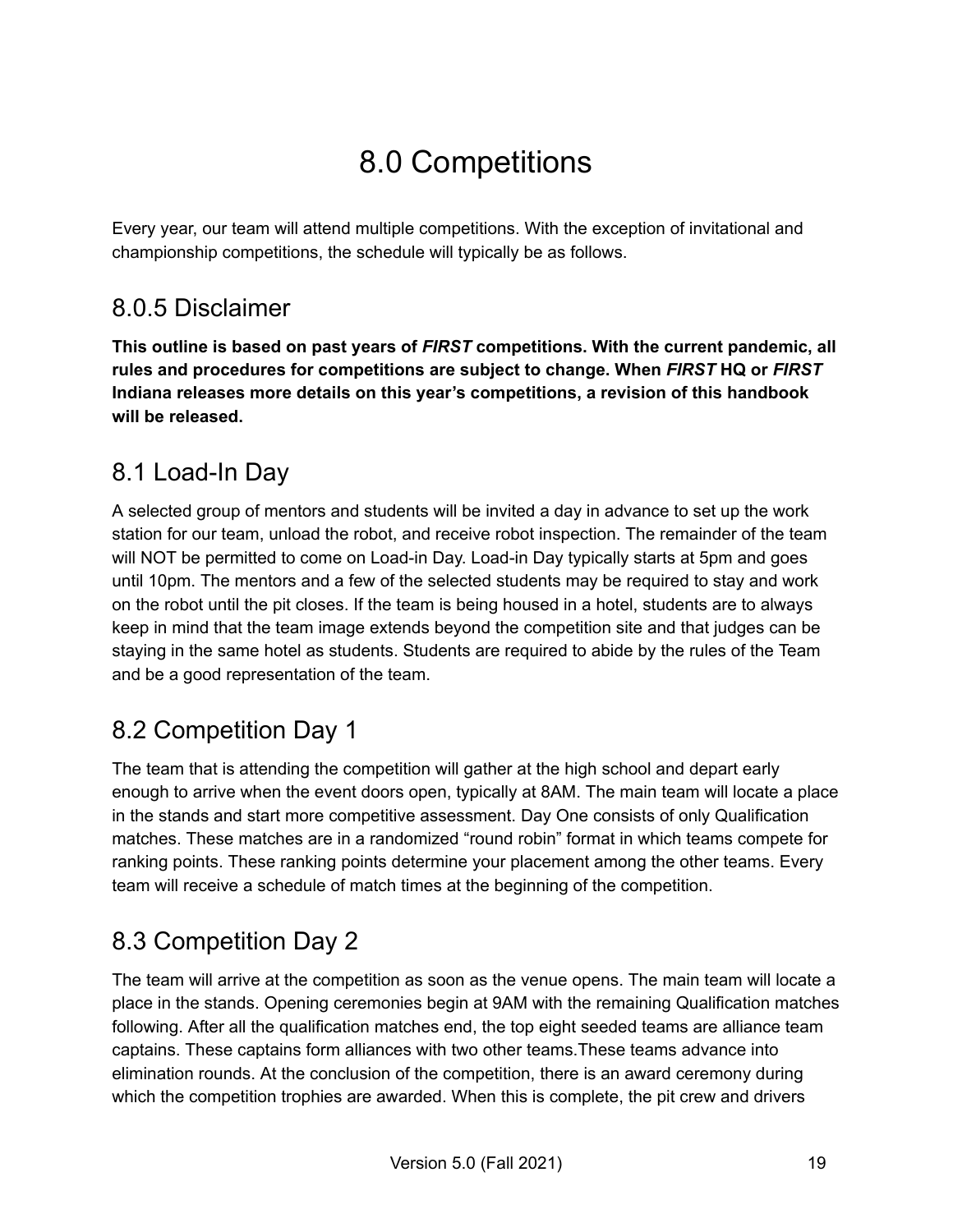# 8.0 Competitions

Every year, our team will attend multiple competitions. With the exception of invitational and championship competitions, the schedule will typically be as follows.

## 8.0.5 Disclaimer

**This outline is based on past years of *FIRST* competitions. With the current pandemic, all rules and procedures for competitions are subject to change. When *FIRST* HQ or *FIRST* Indiana releases more details on this year's competitions, a revision of this handbook will be released.**

## 8.1 Load-In Day

A selected group of mentors and students will be invited a day in advance to set up the work station for our team, unload the robot, and receive robot inspection. The remainder of the team will NOT be permitted to come on Load-in Day. Load-in Day typically starts at 5pm and goes until 10pm. The mentors and a few of the selected students may be required to stay and work on the robot until the pit closes. If the team is being housed in a hotel, students are to always keep in mind that the team image extends beyond the competition site and that judges can be staying in the same hotel as students. Students are required to abide by the rules of the Team and be a good representation of the team.

## 8.2 Competition Day 1

The team that is attending the competition will gather at the high school and depart early enough to arrive when the event doors open, typically at 8AM. The main team will locate a place in the stands and start more competitive assessment. Day One consists of only Qualification matches. These matches are in a randomized "round robin" format in which teams compete for ranking points. These ranking points determine your placement among the other teams. Every team will receive a schedule of match times at the beginning of the competition.

## 8.3 Competition Day 2

The team will arrive at the competition as soon as the venue opens. The main team will locate a place in the stands. Opening ceremonies begin at 9AM with the remaining Qualification matches following. After all the qualification matches end, the top eight seeded teams are alliance team captains. These captains form alliances with two other teams.These teams advance into elimination rounds. At the conclusion of the competition, there is an award ceremony during which the competition trophies are awarded. When this is complete, the pit crew and drivers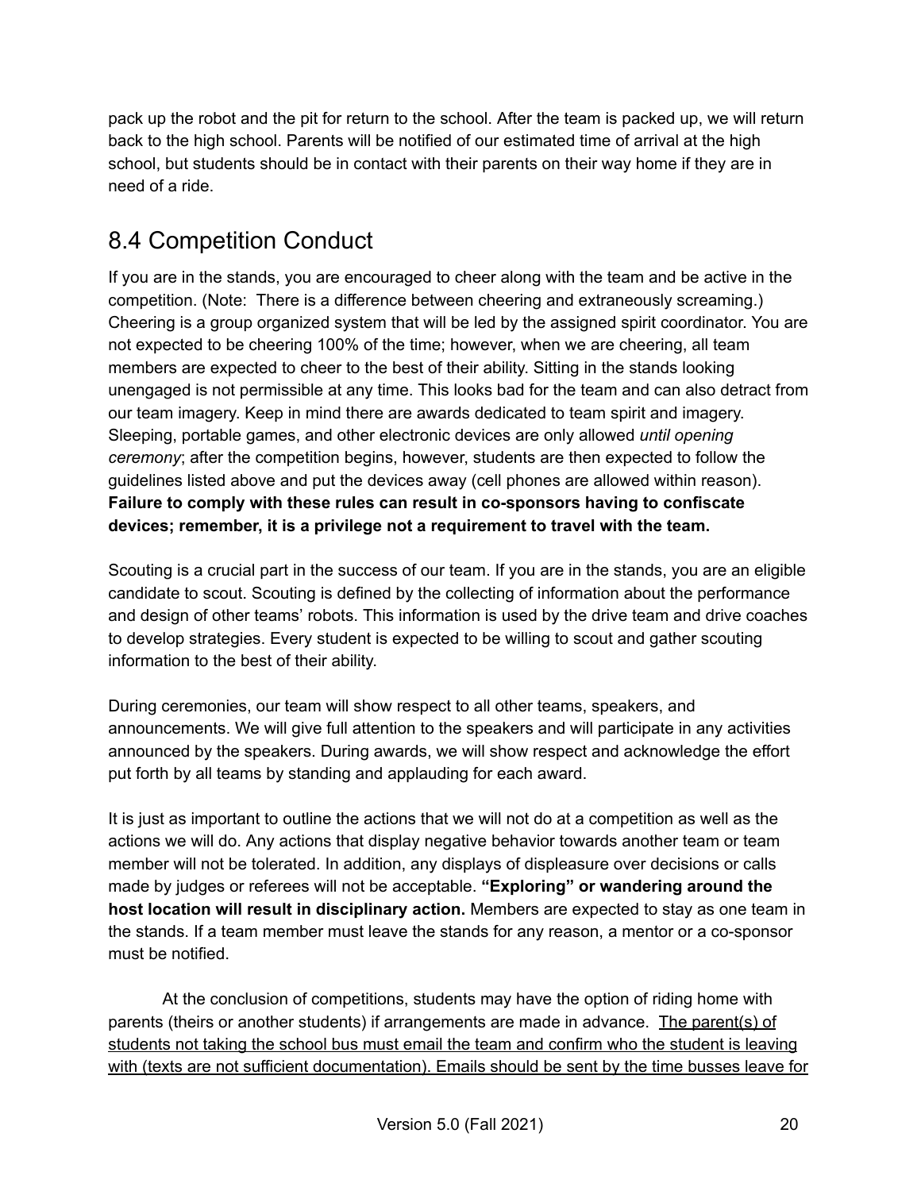pack up the robot and the pit for return to the school. After the team is packed up, we will return back to the high school. Parents will be notified of our estimated time of arrival at the high school, but students should be in contact with their parents on their way home if they are in need of a ride.

## 8.4 Competition Conduct

If you are in the stands, you are encouraged to cheer along with the team and be active in the competition. (Note: There is a difference between cheering and extraneously screaming.) Cheering is a group organized system that will be led by the assigned spirit coordinator. You are not expected to be cheering 100% of the time; however, when we are cheering, all team members are expected to cheer to the best of their ability. Sitting in the stands looking unengaged is not permissible at any time. This looks bad for the team and can also detract from our team imagery. Keep in mind there are awards dedicated to team spirit and imagery. Sleeping, portable games, and other electronic devices are only allowed *until opening ceremony*; after the competition begins, however, students are then expected to follow the guidelines listed above and put the devices away (cell phones are allowed within reason). **Failure to comply with these rules can result in co-sponsors having to confiscate devices; remember, it is a privilege not a requirement to travel with the team.**

Scouting is a crucial part in the success of our team. If you are in the stands, you are an eligible candidate to scout. Scouting is defined by the collecting of information about the performance and design of other teams' robots. This information is used by the drive team and drive coaches to develop strategies. Every student is expected to be willing to scout and gather scouting information to the best of their ability.

During ceremonies, our team will show respect to all other teams, speakers, and announcements. We will give full attention to the speakers and will participate in any activities announced by the speakers. During awards, we will show respect and acknowledge the effort put forth by all teams by standing and applauding for each award.

It is just as important to outline the actions that we will not do at a competition as well as the actions we will do. Any actions that display negative behavior towards another team or team member will not be tolerated. In addition, any displays of displeasure over decisions or calls made by judges or referees will not be acceptable. **"Exploring" or wandering around the host location will result in disciplinary action.** Members are expected to stay as one team in the stands. If a team member must leave the stands for any reason, a mentor or a co-sponsor must be notified.

At the conclusion of competitions, students may have the option of riding home with parents (theirs or another students) if arrangements are made in advance. <u>The parent(s) of students not taking the school bus must email the team and confirm who the student is leaving with (texts are not sufficient documentation). Emails should be sent by the time busses leave for</u>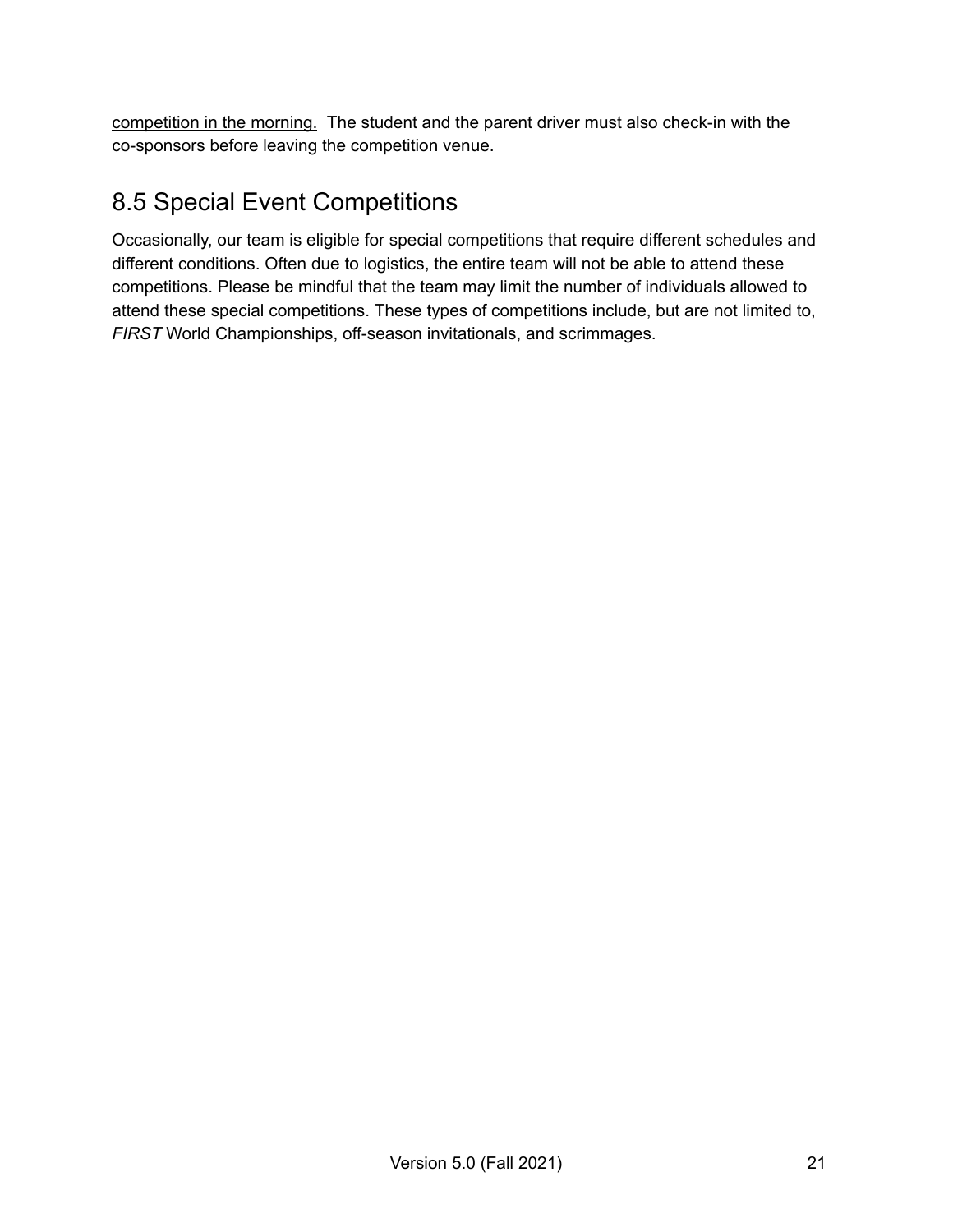competition in the morning. The student and the parent driver must also check-in with the co-sponsors before leaving the competition venue.

## 8.5 Special Event Competitions

Occasionally, our team is eligible for special competitions that require different schedules and different conditions. Often due to logistics, the entire team will not be able to attend these competitions. Please be mindful that the team may limit the number of individuals allowed to attend these special competitions. These types of competitions include, but are not limited to, *FIRST* World Championships, off-season invitationals, and scrimmages.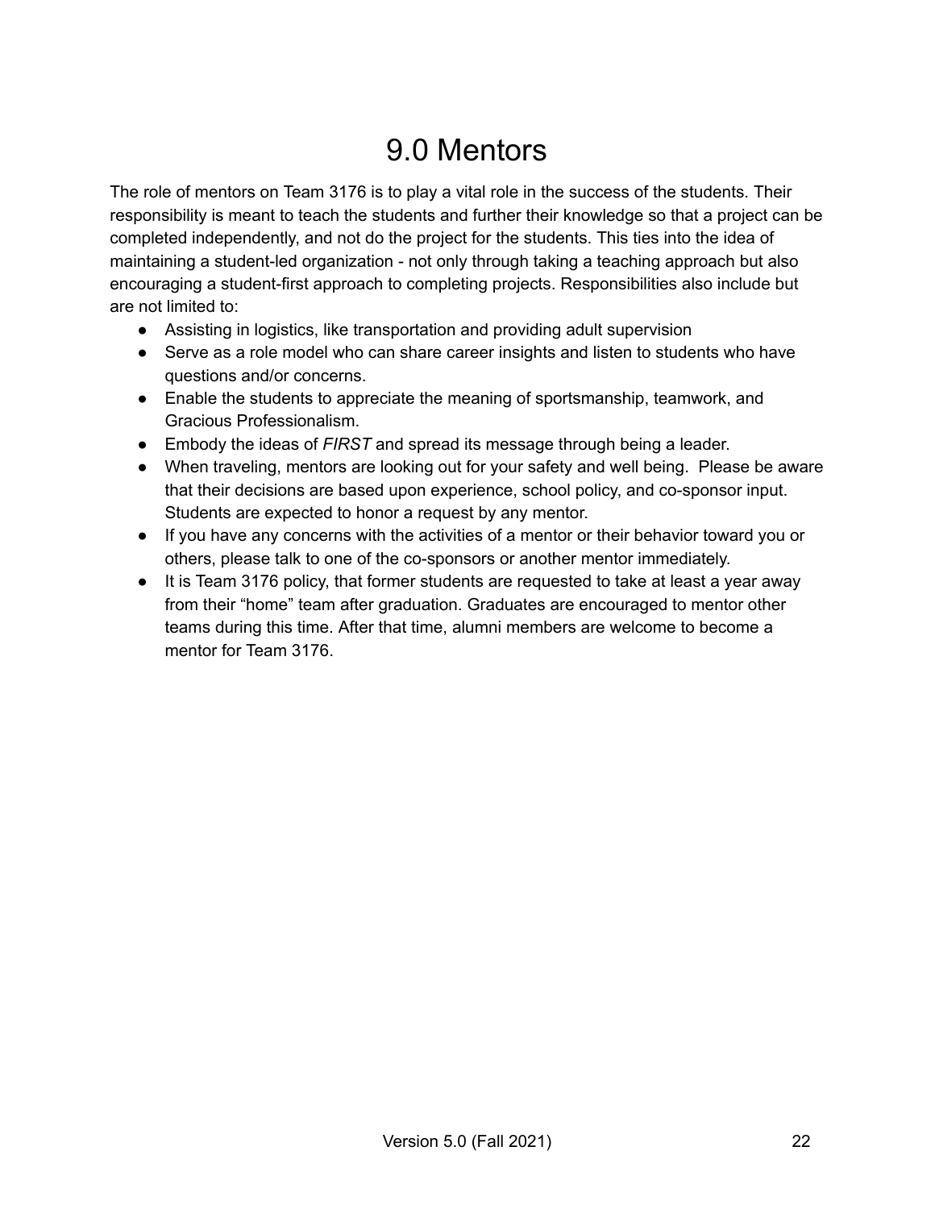# 9.0 Mentors

The role of mentors on Team 3176 is to play a vital role in the success of the students. Their responsibility is meant to teach the students and further their knowledge so that a project can be completed independently, and not do the project for the students. This ties into the idea of maintaining a student-led organization - not only through taking a teaching approach but also encouraging a student-first approach to completing projects. Responsibilities also include but are not limited to:

- Assisting in logistics, like transportation and providing adult supervision
- Serve as a role model who can share career insights and listen to students who have questions and/or concerns.
- Enable the students to appreciate the meaning of sportsmanship, teamwork, and Gracious Professionalism.
- Embody the ideas of *FIRST* and spread its message through being a leader.
- When traveling, mentors are looking out for your safety and well being. Please be aware that their decisions are based upon experience, school policy, and co-sponsor input. Students are expected to honor a request by any mentor.
- If you have any concerns with the activities of a mentor or their behavior toward you or others, please talk to one of the co-sponsors or another mentor immediately.
- It is Team 3176 policy, that former students are requested to take at least a year away from their “home” team after graduation. Graduates are encouraged to mentor other teams during this time. After that time, alumni members are welcome to become a mentor for Team 3176.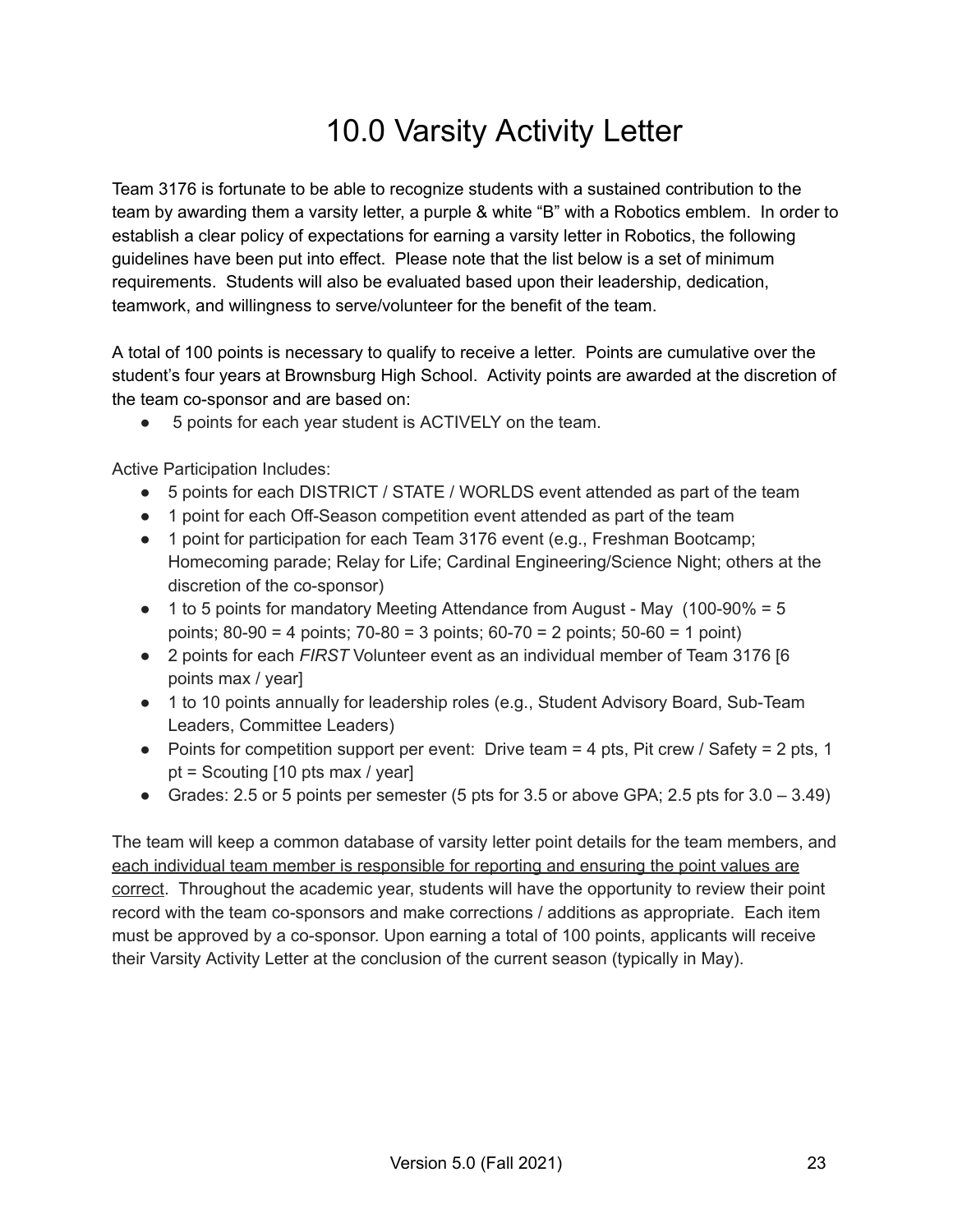# 10.0 Varsity Activity Letter

Team 3176 is fortunate to be able to recognize students with a sustained contribution to the team by awarding them a varsity letter, a purple & white "B" with a Robotics emblem. In order to establish a clear policy of expectations for earning a varsity letter in Robotics, the following guidelines have been put into effect. Please note that the list below is a set of minimum requirements. Students will also be evaluated based upon their leadership, dedication, teamwork, and willingness to serve/volunteer for the benefit of the team.

A total of 100 points is necessary to qualify to receive a letter. Points are cumulative over the student's four years at Brownsburg High School. Activity points are awarded at the discretion of the team co-sponsor and are based on:

- 5 points for each year student is ACTIVELY on the team.

Active Participation Includes:

- 5 points for each DISTRICT / STATE / WORLDS event attended as part of the team
- 1 point for each Off-Season competition event attended as part of the team
- 1 point for participation for each Team 3176 event (e.g., Freshman Bootcamp; Homecoming parade; Relay for Life; Cardinal Engineering/Science Night; others at the discretion of the co-sponsor)
- 1 to 5 points for mandatory Meeting Attendance from August - May (100-90% = 5 points; 80-90 = 4 points; 70-80 = 3 points; 60-70 = 2 points; 50-60 = 1 point)
- 2 points for each *FIRST* Volunteer event as an individual member of Team 3176 [6 points max / year]
- 1 to 10 points annually for leadership roles (e.g., Student Advisory Board, Sub-Team Leaders, Committee Leaders)
- Points for competition support per event: Drive team = 4 pts, Pit crew / Safety = 2 pts, 1 pt = Scouting [10 pts max / year]
- Grades: 2.5 or 5 points per semester (5 pts for 3.5 or above GPA; 2.5 pts for 3.0 – 3.49)

The team will keep a common database of varsity letter point details for the team members, and <u>each individual team member is responsible for reporting and ensuring the point values are correct</u>. Throughout the academic year, students will have the opportunity to review their point record with the team co-sponsors and make corrections / additions as appropriate. Each item must be approved by a co-sponsor. Upon earning a total of 100 points, applicants will receive their Varsity Activity Letter at the conclusion of the current season (typically in May).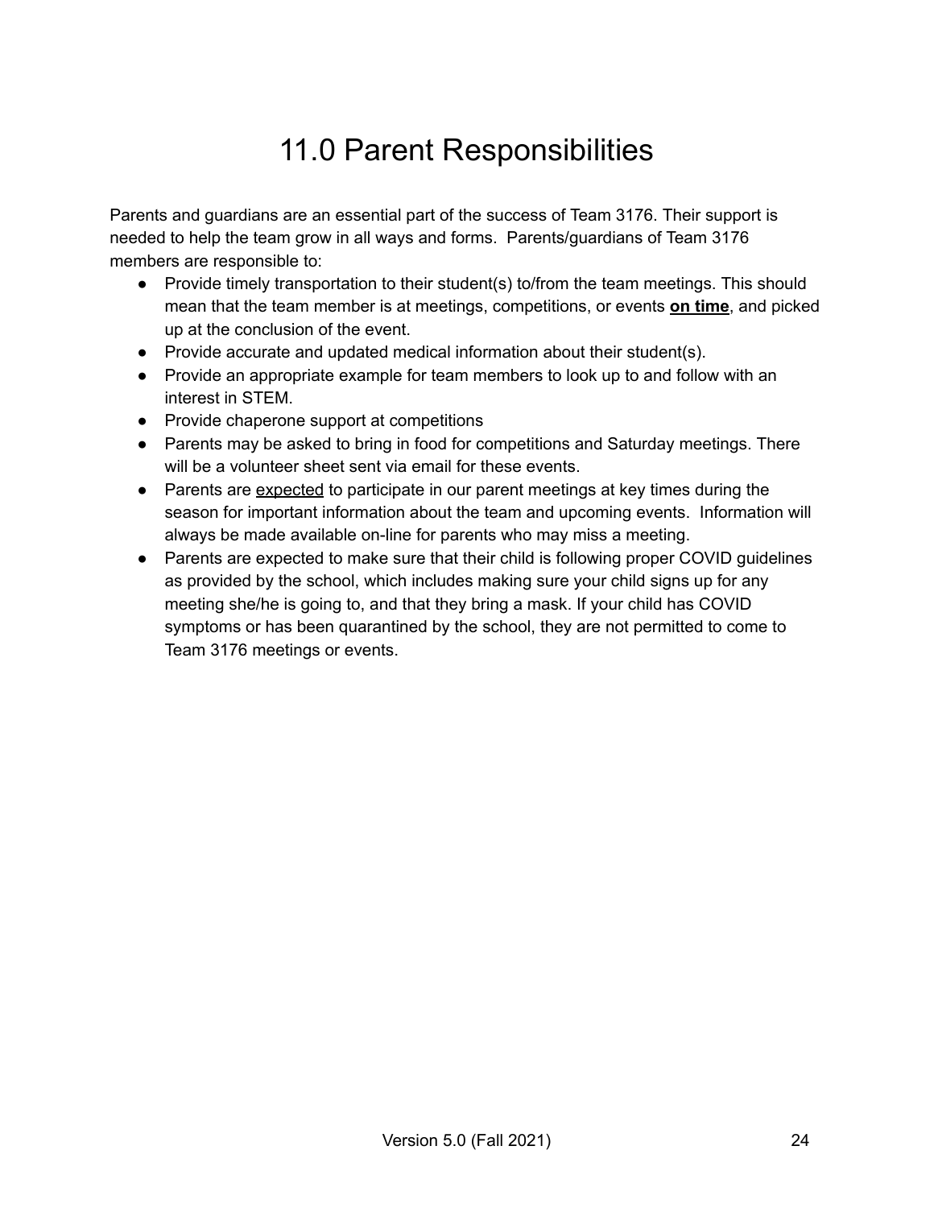# 11.0 Parent Responsibilities

Parents and guardians are an essential part of the success of Team 3176. Their support is needed to help the team grow in all ways and forms. Parents/guardians of Team 3176 members are responsible to:

- Provide timely transportation to their student(s) to/from the team meetings. This should mean that the team member is at meetings, competitions, or events **<u>on time</u>**, and picked up at the conclusion of the event.
- Provide accurate and updated medical information about their student(s).
- Provide an appropriate example for team members to look up to and follow with an interest in STEM.
- Provide chaperone support at competitions
- Parents may be asked to bring in food for competitions and Saturday meetings. There will be a volunteer sheet sent via email for these events.
- Parents are <u>expected</u> to participate in our parent meetings at key times during the season for important information about the team and upcoming events. Information will always be made available on-line for parents who may miss a meeting.
- Parents are expected to make sure that their child is following proper COVID guidelines as provided by the school, which includes making sure your child signs up for any meeting she/he is going to, and that they bring a mask. If your child has COVID symptoms or has been quarantined by the school, they are not permitted to come to Team 3176 meetings or events.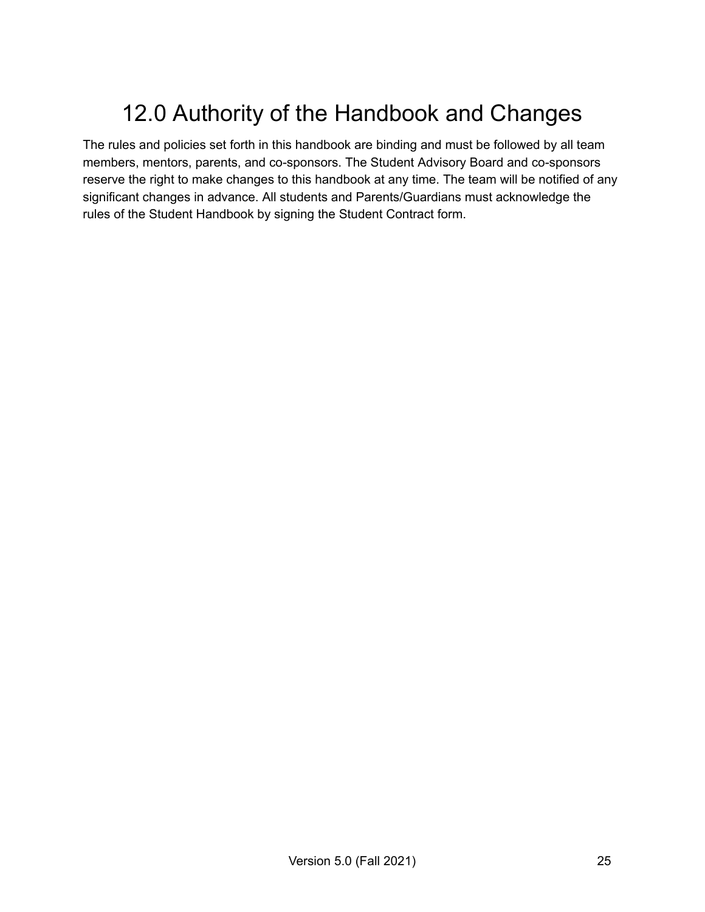# 12.0 Authority of the Handbook and Changes

The rules and policies set forth in this handbook are binding and must be followed by all team members, mentors, parents, and co-sponsors. The Student Advisory Board and co-sponsors reserve the right to make changes to this handbook at any time. The team will be notified of any significant changes in advance. All students and Parents/Guardians must acknowledge the rules of the Student Handbook by signing the Student Contract form.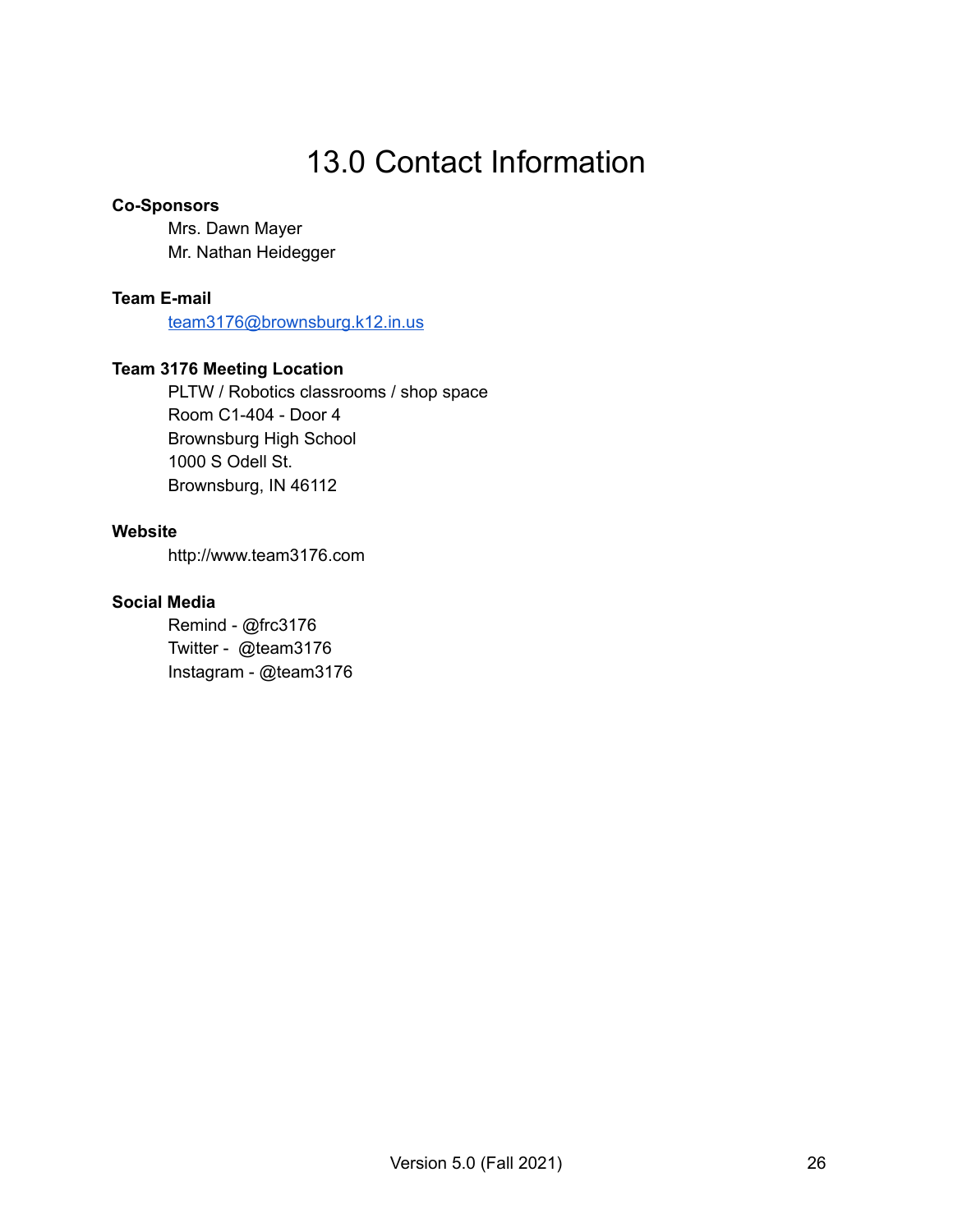# 13.0 Contact Information

**Co-Sponsors**

Mrs. Dawn Mayer
Mr. Nathan Heidegger

**Team E-mail**

team3176@brownsburg.k12.in.us

**Team 3176 Meeting Location**

PLTW / Robotics classrooms / shop space
Room C1-404 - Door 4
Brownsburg High School
1000 S Odell St.
Brownsburg, IN 46112

**Website**

http://www.team3176.com

**Social Media**

Remind - @frc3176
Twitter - @team3176
Instagram - @team3176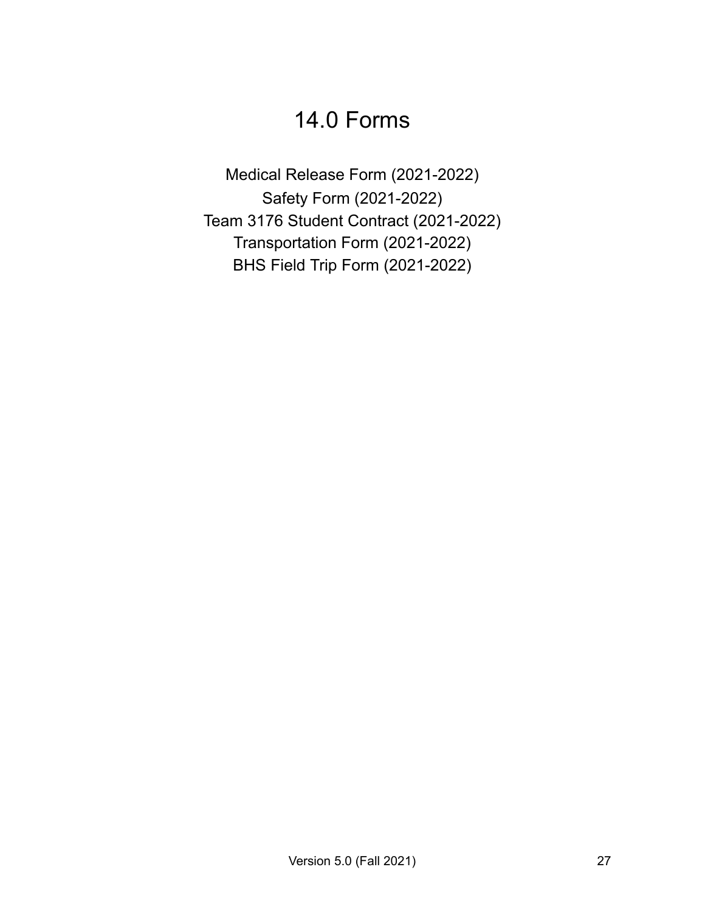# 14.0 Forms

Medical Release Form (2021-2022)
Safety Form (2021-2022)
Team 3176 Student Contract (2021-2022)
Transportation Form (2021-2022)
BHS Field Trip Form (2021-2022)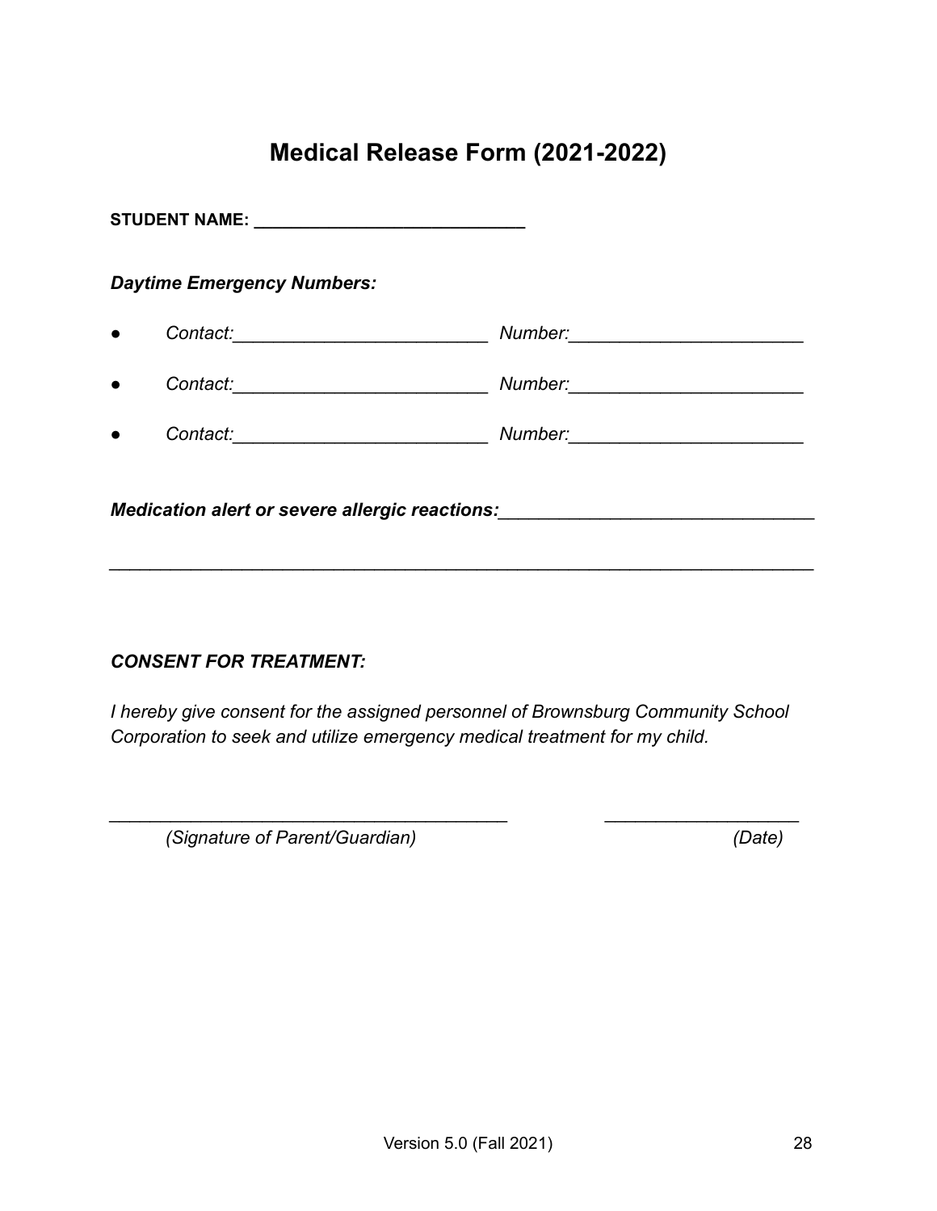# Medical Release Form (2021-2022)

**STUDENT NAME: ____________________________**

***Daytime Emergency Numbers:***

- *Contact:_________________________ Number:_______________________*
- *Contact:_________________________ Number:_______________________*
- *Contact:_________________________ Number:_______________________*

***Medication alert or severe allergic reactions:*** _______________________________

_______________________________________________________________________

***CONSENT FOR TREATMENT:***

*I hereby give consent for the assigned personnel of Brownsburg Community School Corporation to seek and utilize emergency medical treatment for my child.*

_______________________________________ ___________________

*(Signature of Parent/Guardian)* *(Date)*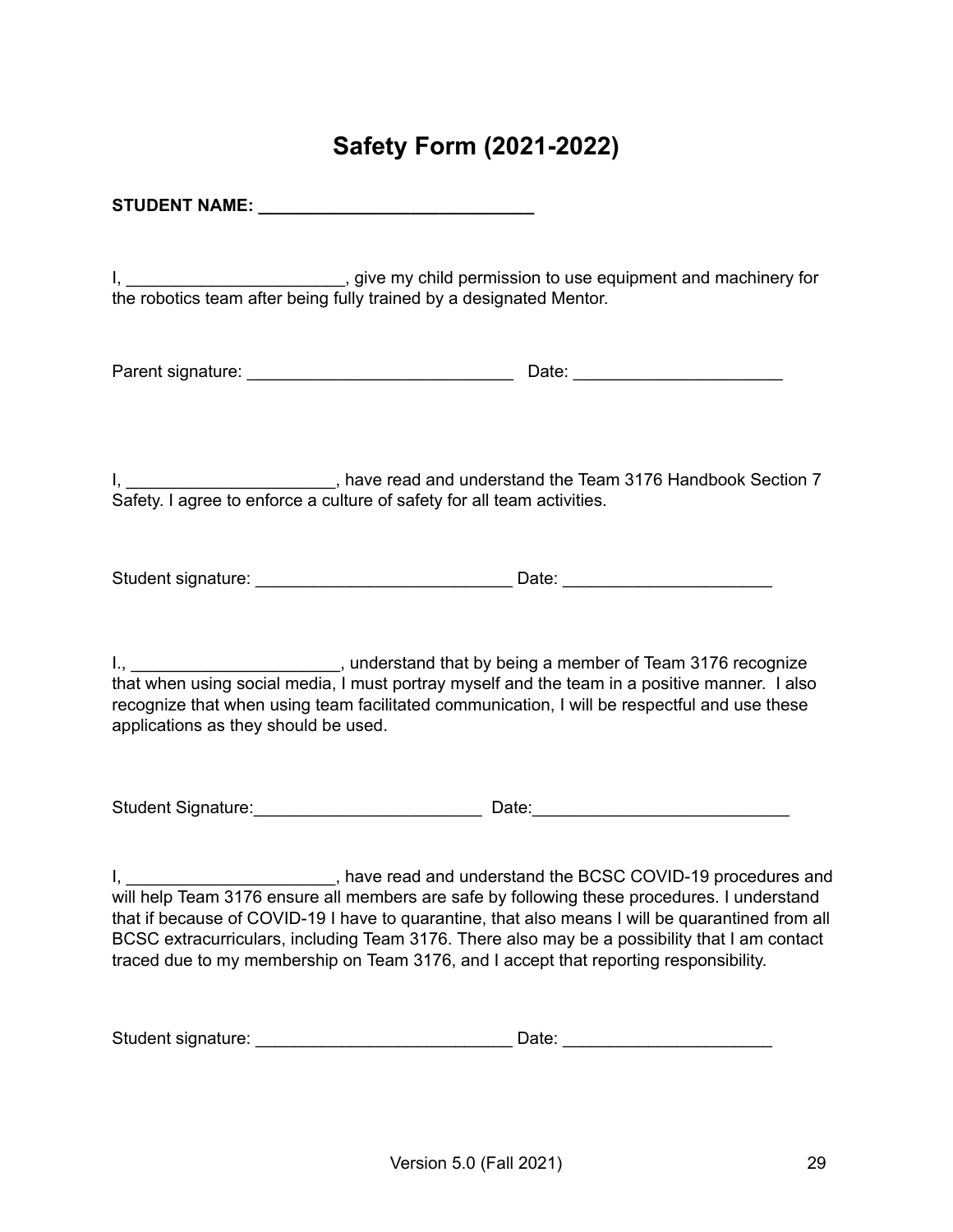# Safety Form (2021-2022)

**STUDENT NAME: ____________________________**

I, ______________________, give my child permission to use equipment and machinery for the robotics team after being fully trained by a designated Mentor.

Parent signature: ___________________________ Date: _____________________

I, _____________________, have read and understand the Team 3176 Handbook Section 7 Safety. I agree to enforce a culture of safety for all team activities.

Student signature: __________________________ Date: _____________________

I., _____________________, understand that by being a member of Team 3176 recognize that when using social media, I must portray myself and the team in a positive manner. I also recognize that when using team facilitated communication, I will be respectful and use these applications as they should be used.

Student Signature:________________________ Date:__________________________

I, _____________________, have read and understand the BCSC COVID-19 procedures and will help Team 3176 ensure all members are safe by following these procedures. I understand that if because of COVID-19 I have to quarantine, that also means I will be quarantined from all BCSC extracurriculars, including Team 3176. There also may be a possibility that I am contact traced due to my membership on Team 3176, and I accept that reporting responsibility.

Student signature: __________________________ Date: _____________________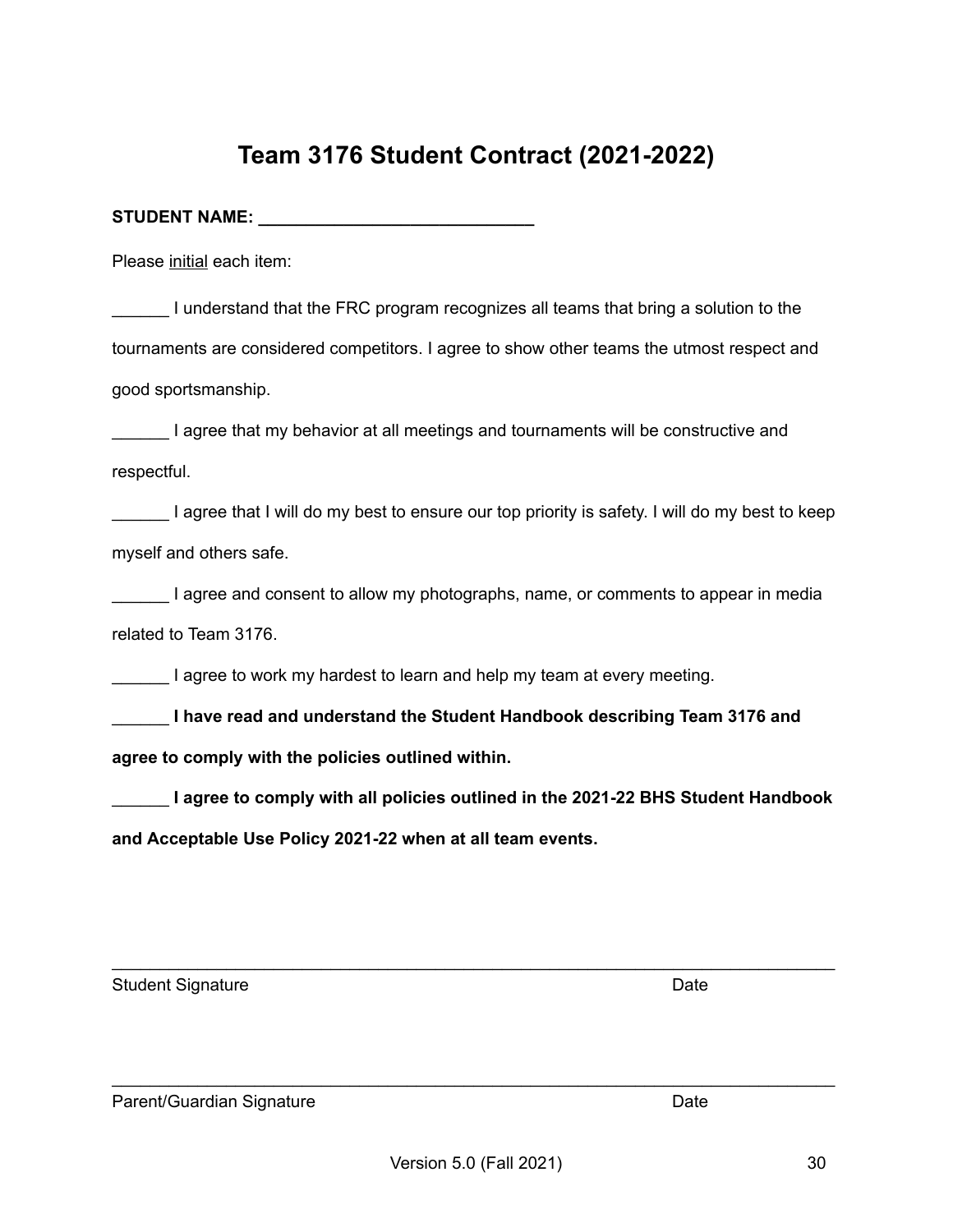# Team 3176 Student Contract (2021-2022)

**STUDENT NAME: ______________________________**

Please <u>initial</u> each item:

______ I understand that the FRC program recognizes all teams that bring a solution to the tournaments are considered competitors. I agree to show other teams the utmost respect and good sportsmanship.

______ I agree that my behavior at all meetings and tournaments will be constructive and respectful.

______ I agree that I will do my best to ensure our top priority is safety. I will do my best to keep myself and others safe.

______ I agree and consent to allow my photographs, name, or comments to appear in media related to Team 3176.

______ I agree to work my hardest to learn and help my team at every meeting.

______ **I have read and understand the Student Handbook describing Team 3176 and agree to comply with the policies outlined within.**

______ **I agree to comply with all policies outlined in the 2021-22 BHS Student Handbook and Acceptable Use Policy 2021-22 when at all team events.**

_________________________________________________________________________

Student Signature Date

_________________________________________________________________________

Parent/Guardian Signature Date

Version 5.0 (Fall 2021)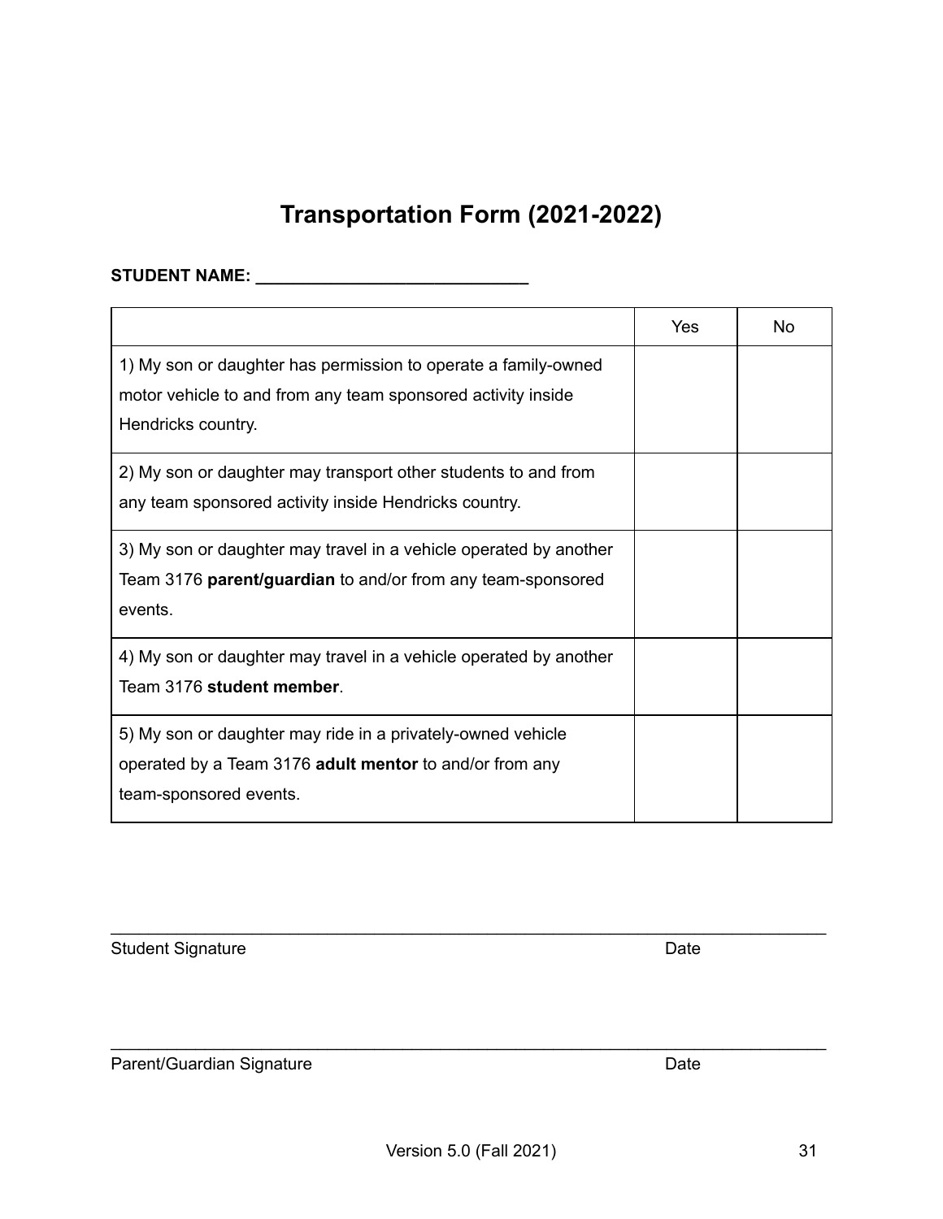# Transportation Form (2021-2022)

**STUDENT NAME: ____________________________**

| | Yes | No |
|---|---|---|
| 1) My son or daughter has permission to operate a family-owned motor vehicle to and from any team sponsored activity inside Hendricks country. | | |
| 2) My son or daughter may transport other students to and from any team sponsored activity inside Hendricks country. | | |
| 3) My son or daughter may travel in a vehicle operated by another Team 3176 **parent/guardian** to and/or from any team-sponsored events. | | |
| 4) My son or daughter may travel in a vehicle operated by another Team 3176 **student member**. | | |
| 5) My son or daughter may ride in a privately-owned vehicle operated by a Team 3176 **adult mentor** to and/or from any team-sponsored events. | | |

_____________________________________________________________________________

Student Signature                                                                                    Date

_____________________________________________________________________________

Parent/Guardian Signature                                                                        Date

Version 5.0 (Fall 2021)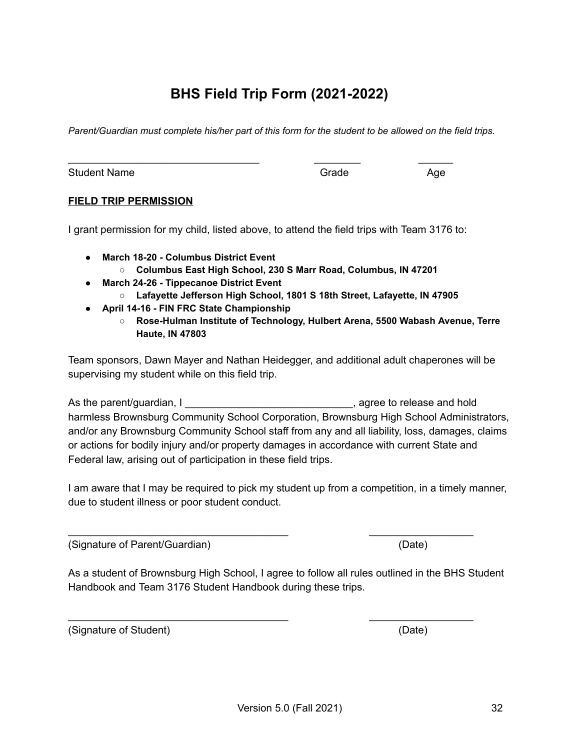# BHS Field Trip Form (2021-2022)

*Parent/Guardian must complete his/her part of this form for the student to be allowed on the field trips.*

\_\_\_\_\_\_\_\_\_\_\_\_\_\_\_\_\_\_\_\_\_\_\_\_\_\_\_\_\_\_\_\_\_ \_\_\_\_\_\_\_\_ \_\_\_\_\_\_

Student Name Grade Age

**FIELD TRIP PERMISSION**

I grant permission for my child, listed above, to attend the field trips with Team 3176 to:

- **March 18-20 - Columbus District Event**
  - **Columbus East High School, 230 S Marr Road, Columbus, IN 47201**
- **March 24-26 - Tippecanoe District Event**
  - **Lafayette Jefferson High School, 1801 S 18th Street, Lafayette, IN 47905**
- **April 14-16 - FIN FRC State Championship**
  - **Rose-Hulman Institute of Technology, Hulbert Arena, 5500 Wabash Avenue, Terre Haute, IN 47803**

Team sponsors, Dawn Mayer and Nathan Heidegger, and additional adult chaperones will be supervising my student while on this field trip.

As the parent/guardian, I \_\_\_\_\_\_\_\_\_\_\_\_\_\_\_\_\_\_\_\_\_\_\_\_\_\_\_\_\_, agree to release and hold harmless Brownsburg Community School Corporation, Brownsburg High School Administrators, and/or any Brownsburg Community School staff from any and all liability, loss, damages, claims or actions for bodily injury and/or property damages in accordance with current State and Federal law, arising out of participation in these field trips.

I am aware that I may be required to pick my student up from a competition, in a timely manner, due to student illness or poor student conduct.

\_\_\_\_\_\_\_\_\_\_\_\_\_\_\_\_\_\_\_\_\_\_\_\_\_\_\_\_\_\_\_\_\_\_\_\_\_\_ \_\_\_\_\_\_\_\_\_\_\_\_\_\_\_\_\_\_

(Signature of Parent/Guardian) (Date)

As a student of Brownsburg High School, I agree to follow all rules outlined in the BHS Student Handbook and Team 3176 Student Handbook during these trips.

\_\_\_\_\_\_\_\_\_\_\_\_\_\_\_\_\_\_\_\_\_\_\_\_\_\_\_\_\_\_\_\_\_\_\_\_\_\_ \_\_\_\_\_\_\_\_\_\_\_\_\_\_\_\_\_\_

(Signature of Student) (Date)